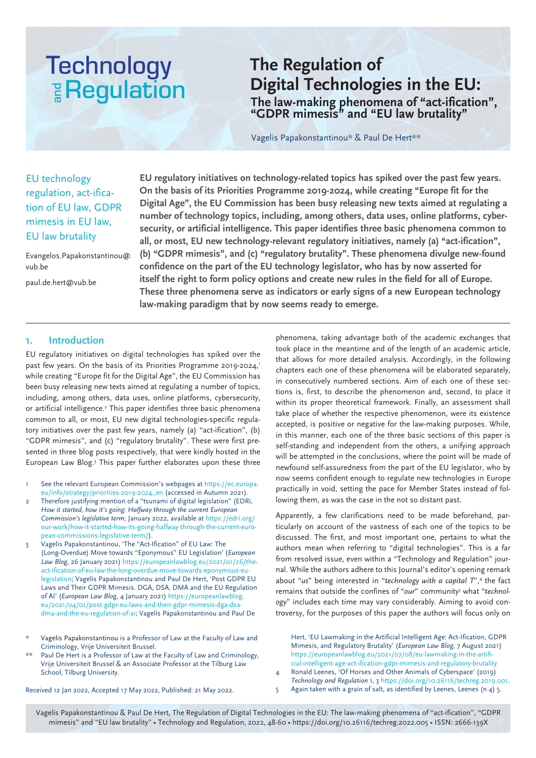# The Regulation of Digital Technologies in the EU:

## The law-making phenomena of "act-ification", "GDPR mimesis" and "EU law brutality"

Vagelis Papakonstantinou* & Paul De Hert**

EU technology regulation, act-ification of EU law, GDPR mimesis in EU law, EU law brutality

Evangelos.Papakonstantinou@vub.be

paul.de.hert@vub.be

**EU regulatory initiatives on technology-related topics has spiked over the past few years. On the basis of its Priorities Programme 2019-2024, while creating "Europe fit for the Digital Age", the EU Commission has been busy releasing new texts aimed at regulating a number of technology topics, including, among others, data uses, online platforms, cybersecurity, or artificial intelligence. This paper identifies three basic phenomena common to all, or most, EU new technology-relevant regulatory initiatives, namely (a) "act-ification", (b) "GDPR mimesis", and (c) "regulatory brutality". These phenomena divulge new-found confidence on the part of the EU technology legislator, who has by now asserted for itself the right to form policy options and create new rules in the field for all of Europe. These three phenomena serve as indicators or early signs of a new European technology law-making paradigm that by now seems ready to emerge.**

## 1. Introduction

EU regulatory initiatives on digital technologies has spiked over the past few years. On the basis of its Priorities Programme 2019-2024,[1] while creating "Europe fit for the Digital Age", the EU Commission has been busy releasing new texts aimed at regulating a number of topics, including, among others, data uses, online platforms, cybersecurity, or artificial intelligence.[2] This paper identifies three basic phenomena common to all, or most, EU new digital technologies-specific regulatory initiatives over the past few years, namely (a) "act-ification", (b) "GDPR mimesis", and (c) "regulatory brutality". These were first presented in three blog posts respectively, that were kindly hosted in the European Law Blog.[3] This paper further elaborates upon these three phenomena, taking advantage both of the academic exchanges that took place in the meantime and of the length of an academic article, that allows for more detailed analysis. Accordingly, in the following chapters each one of these phenomena will be elaborated separately, in consecutively numbered sections. Aim of each one of these sections is, first, to describe the phenomenon and, second, to place it within its proper theoretical framework. Finally, an assessment shall take place of whether the respective phenomenon, were its existence accepted, is positive or negative for the law-making purposes. While, in this manner, each one of the three basic sections of this paper is self-standing and independent from the others, a unifying approach will be attempted in the conclusions, where the point will be made of newfound self-assuredness from the part of the EU legislator, who by now seems confident enough to regulate new technologies in Europe practically in void, setting the pace for Member States instead of following them, as was the case in the not so distant past.

Apparently, a few clarifications need to be made beforehand, particularly on account of the vastness of each one of the topics to be discussed. The first, and most important one, pertains to what the authors mean when referring to "digital technologies". This is a far from resolved issue, even within a "Technology and Regulation" journal. While the authors adhere to this Journal's editor's opening remark about "*us*" being interested in "*technology with a capital T*",[4] the fact remains that outside the confines of "*our*" community[5] what "*technology*" includes each time may vary considerably. Aiming to avoid controversy, for the purposes of this paper the authors will focus only on

---

1. See the relevant European Commission's webpages at https://ec.europa.eu/info/strategy/priorities-2019-2024_en (accessed in Autumn 2021).
2. Therefore justifying mention of a "tsunami of digital legislation" (EDRi, *How it started, how it's going: Halfway through the current European Commission's legislative term*, January 2022, available at https://edri.org/our-work/how-it-started-how-its-going-halfway-through-the-current-european-commissions-legislative-term/).
3. Vagelis Papakonstantinou, 'The "Act-Ification" of EU Law: The (Long-Overdue) Move towards "Eponymous" EU Legislation' (*European Law Blog*, 26 January 2021) https://europeanlawblog.eu/2021/01/26/the-act-ification-of-eu-law-the-long-overdue-move-towards-eponymous-eu-legislation; Vagelis Papakonstantinou and Paul De Hert, 'Post GDPR EU Laws and Their GDPR Mimesis. DGA, DSA, DMA and the EU Regulation of AI' (*European Law Blog*, 4 January 2021) https://europeanlawblog.eu/2021/04/01/post-gdpr-eu-laws-and-their-gdpr-mimesis-dga-dsa-dma-and-the-eu-regulation-of-ai; Vagelis Papakonstantinou and Paul De Hert, 'EU Lawmaking in the Artificial Intelligent Age: Act-Ification, GDPR Mimesis, and Regulatory Brutality' (*European Law Blog*, 7 August 2021) https://europeanlawblog.eu/2021/07/08/eu-lawmaking-in-the-artificial-intelligent-age-act-ification-gdpr-mimesis-and-regulatory-brutality
4. Ronald Leenes, 'Of Horses and Other Animals of Cyberspace' (2019) *Technology and Regulation* 1, 3 https://doi.org/10.26116/techreg.2019.001.
5. Again taken with a grain of salt, as identified by Leenes, Leenes (n 4) 5.

\* Vagelis Papakonstantinou is a Professor of Law at the Faculty of Law and Criminology, Vrije Universiteit Brussel.

\*\* Paul De Hert is a Professor of Law at the Faculty of Law and Criminology, Vrije Universiteit Brussel & an Associate Professor at the Tilburg Law School, Tilburg University.

Received 12 Jan 2022, Accepted 17 May 2022, Published: 21 May 2022.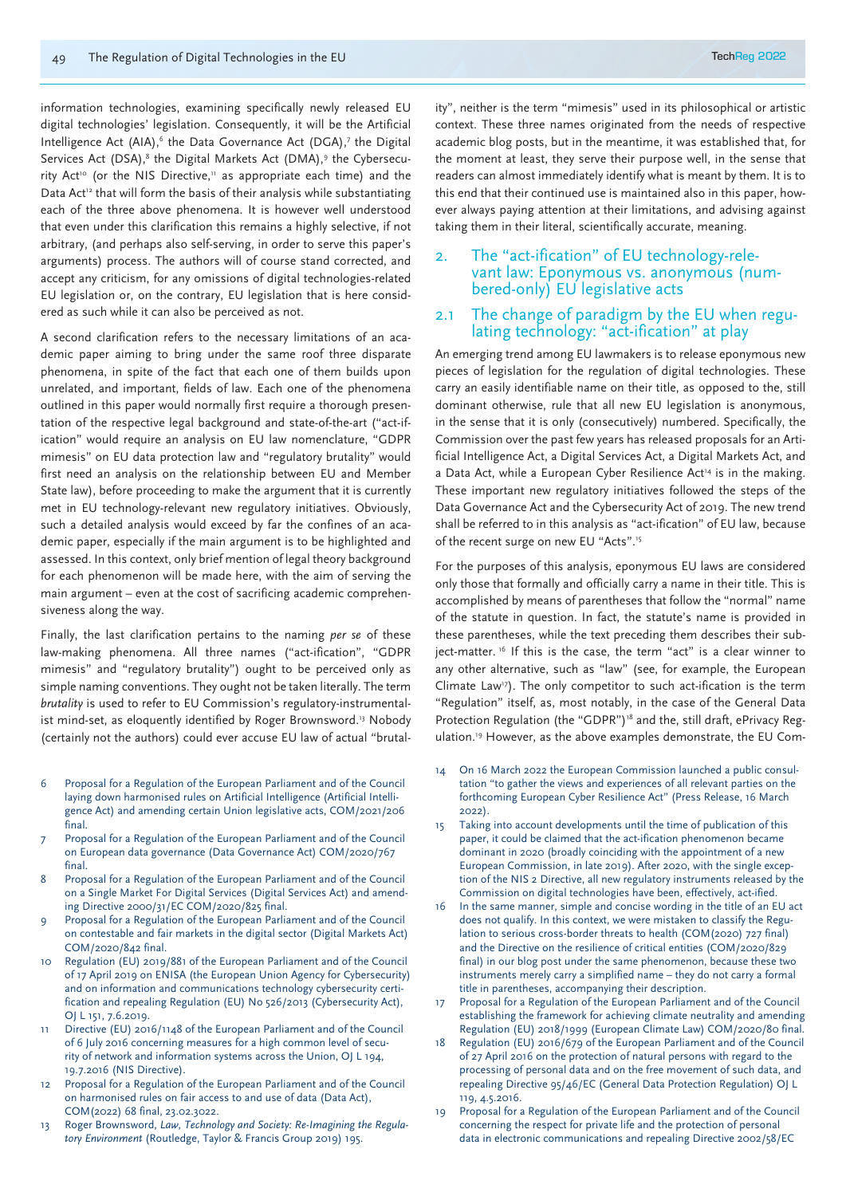information technologies, examining specifically newly released EU digital technologies' legislation. Consequently, it will be the Artificial Intelligence Act (AIA),[6] the Data Governance Act (DGA),[7] the Digital Services Act (DSA),[8] the Digital Markets Act (DMA),[9] the Cybersecurity Act[10] (or the NIS Directive,[11] as appropriate each time) and the Data Act[12] that will form the basis of their analysis while substantiating each of the three above phenomena. It is however well understood that even under this clarification this remains a highly selective, if not arbitrary, (and perhaps also self-serving, in order to serve this paper's arguments) process. The authors will of course stand corrected, and accept any criticism, for any omissions of digital technologies-related EU legislation or, on the contrary, EU legislation that is here considered as such while it can also be perceived as not.

A second clarification refers to the necessary limitations of an academic paper aiming to bring under the same roof three disparate phenomena, in spite of the fact that each one of them builds upon unrelated, and important, fields of law. Each one of the phenomena outlined in this paper would normally first require a thorough presentation of the respective legal background and state-of-the-art ("act-ification" would require an analysis on EU law nomenclature, "GDPR mimesis" on EU data protection law and "regulatory brutality" would first need an analysis on the relationship between EU and Member State law), before proceeding to make the argument that it is currently met in EU technology-relevant new regulatory initiatives. Obviously, such a detailed analysis would exceed by far the confines of an academic paper, especially if the main argument is to be highlighted and assessed. In this context, only brief mention of legal theory background for each phenomenon will be made here, with the aim of serving the main argument – even at the cost of sacrificing academic comprehensiveness along the way.

Finally, the last clarification pertains to the naming *per se* of these law-making phenomena. All three names ("act-ification", "GDPR mimesis" and "regulatory brutality") ought to be perceived only as simple naming conventions. They ought not be taken literally. The term *brutality* is used to refer to EU Commission's regulatory-instrumentalist mind-set, as eloquently identified by Roger Brownsword.[13] Nobody (certainly not the authors) could ever accuse EU law of actual "brutality", neither is the term "mimesis" used in its philosophical or artistic context. These three names originated from the needs of respective academic blog posts, but in the meantime, it was established that, for the moment at least, they serve their purpose well, in the sense that readers can almost immediately identify what is meant by them. It is to this end that their continued use is maintained also in this paper, however always paying attention at their limitations, and advising against taking them in their literal, scientifically accurate, meaning.

## 2. The "act-ification" of EU technology-relevant law: Eponymous vs. anonymous (numbered-only) EU legislative acts

### 2.1 The change of paradigm by the EU when regulating technology: "act-ification" at play

An emerging trend among EU lawmakers is to release eponymous new pieces of legislation for the regulation of digital technologies. These carry an easily identifiable name on their title, as opposed to the, still dominant otherwise, rule that all new EU legislation is anonymous, in the sense that it is only (consecutively) numbered. Specifically, the Commission over the past few years has released proposals for an Artificial Intelligence Act, a Digital Services Act, a Digital Markets Act, and a Data Act, while a European Cyber Resilience Act[14] is in the making. These important new regulatory initiatives followed the steps of the Data Governance Act and the Cybersecurity Act of 2019. The new trend shall be referred to in this analysis as "act-ification" of EU law, because of the recent surge on new EU "Acts".[15]

For the purposes of this analysis, eponymous EU laws are considered only those that formally and officially carry a name in their title. This is accomplished by means of parentheses that follow the "normal" name of the statute in question. In fact, the statute's name is provided in these parentheses, while the text preceding them describes their subject-matter.[16] If this is the case, the term "act" is a clear winner to any other alternative, such as "law" (see, for example, the European Climate Law[17]). The only competitor to such act-ification is the term "Regulation" itself, as, most notably, in the case of the General Data Protection Regulation (the "GDPR")[18] and the, still draft, ePrivacy Regulation.[19] However, as the above examples demonstrate, the EU Com-

---

6 Proposal for a Regulation of the European Parliament and of the Council laying down harmonised rules on Artificial Intelligence (Artificial Intelligence Act) and amending certain Union legislative acts, COM/2021/206 final.

7 Proposal for a Regulation of the European Parliament and of the Council on European data governance (Data Governance Act) COM/2020/767 final.

8 Proposal for a Regulation of the European Parliament and of the Council on a Single Market For Digital Services (Digital Services Act) and amending Directive 2000/31/EC COM/2020/825 final.

9 Proposal for a Regulation of the European Parliament and of the Council on contestable and fair markets in the digital sector (Digital Markets Act) COM/2020/842 final.

10 Regulation (EU) 2019/881 of the European Parliament and of the Council of 17 April 2019 on ENISA (the European Union Agency for Cybersecurity) and on information and communications technology cybersecurity certification and repealing Regulation (EU) No 526/2013 (Cybersecurity Act), OJ L 151, 7.6.2019.

11 Directive (EU) 2016/1148 of the European Parliament and of the Council of 6 July 2016 concerning measures for a high common level of security of network and information systems across the Union, OJ L 194, 19.7.2016 (NIS Directive).

12 Proposal for a Regulation of the European Parliament and of the Council on harmonised rules on fair access to and use of data (Data Act), COM(2022) 68 final, 23.02.3022.

13 Roger Brownsword, *Law, Technology and Society: Re-Imagining the Regulatory Environment* (Routledge, Taylor & Francis Group 2019) 195.

14 On 16 March 2022 the European Commission launched a public consultation "to gather the views and experiences of all relevant parties on the forthcoming European Cyber Resilience Act" (Press Release, 16 March 2022).

15 Taking into account developments until the time of publication of this paper, it could be claimed that the act-ification phenomenon became dominant in 2020 (broadly coinciding with the appointment of a new European Commission, in late 2019). After 2020, with the single exception of the NIS 2 Directive, all new regulatory instruments released by the Commission on digital technologies have been, effectively, act-ified.

16 In the same manner, simple and concise wording in the title of an EU act does not qualify. In this context, we were mistaken to classify the Regulation to serious cross-border threats to health (COM(2020) 727 final) and the Directive on the resilience of critical entities (COM/2020/829 final) in our blog post under the same phenomenon, because these two instruments merely carry a simplified name – they do not carry a formal title in parentheses, accompanying their description.

17 Proposal for a Regulation of the European Parliament and of the Council establishing the framework for achieving climate neutrality and amending Regulation (EU) 2018/1999 (European Climate Law) COM/2020/80 final.

18 Regulation (EU) 2016/679 of the European Parliament and of the Council of 27 April 2016 on the protection of natural persons with regard to the processing of personal data and on the free movement of such data, and repealing Directive 95/46/EC (General Data Protection Regulation) OJ L 119, 4.5.2016.

19 Proposal for a Regulation of the European Parliament and of the Council concerning the respect for private life and the protection of personal data in electronic communications and repealing Directive 2002/58/EC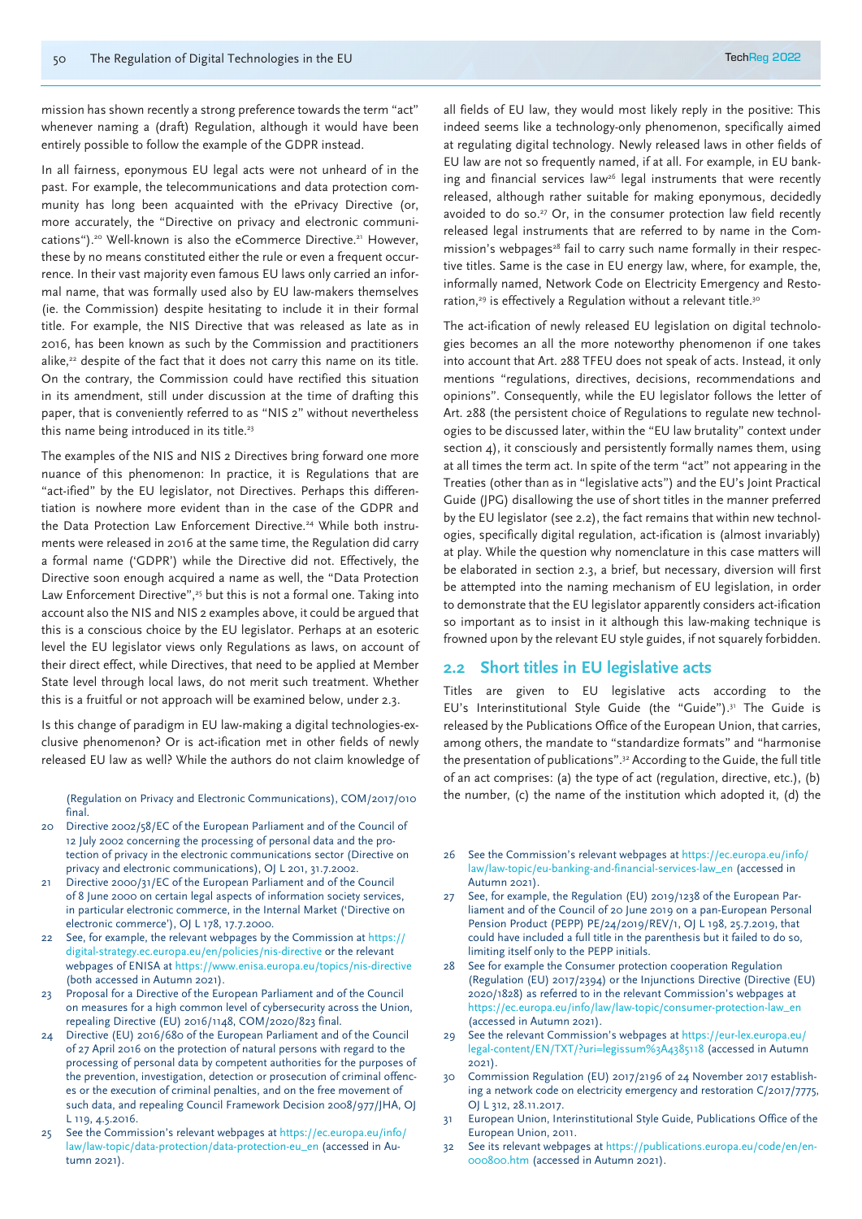mission has shown recently a strong preference towards the term "act" whenever naming a (draft) Regulation, although it would have been entirely possible to follow the example of the GDPR instead.

In all fairness, eponymous EU legal acts were not unheard of in the past. For example, the telecommunications and data protection community has long been acquainted with the ePrivacy Directive (or, more accurately, the "Directive on privacy and electronic communications").[20] Well-known is also the eCommerce Directive.[21] However, these by no means constituted either the rule or even a frequent occurrence. In their vast majority even famous EU laws only carried an informal name, that was formally used also by EU law-makers themselves (ie. the Commission) despite hesitating to include it in their formal title. For example, the NIS Directive that was released as late as in 2016, has been known as such by the Commission and practitioners alike,[22] despite of the fact that it does not carry this name on its title. On the contrary, the Commission could have rectified this situation in its amendment, still under discussion at the time of drafting this paper, that is conveniently referred to as "NIS 2" without nevertheless this name being introduced in its title.[23]

The examples of the NIS and NIS 2 Directives bring forward one more nuance of this phenomenon: In practice, it is Regulations that are "act-ified" by the EU legislator, not Directives. Perhaps this differentiation is nowhere more evident than in the case of the GDPR and the Data Protection Law Enforcement Directive.[24] While both instruments were released in 2016 at the same time, the Regulation did carry a formal name ('GDPR') while the Directive did not. Effectively, the Directive soon enough acquired a name as well, the "Data Protection Law Enforcement Directive",[25] but this is not a formal one. Taking into account also the NIS and NIS 2 examples above, it could be argued that this is a conscious choice by the EU legislator. Perhaps at an esoteric level the EU legislator views only Regulations as laws, on account of their direct effect, while Directives, that need to be applied at Member State level through local laws, do not merit such treatment. Whether this is a fruitful or not approach will be examined below, under 2.3.

Is this change of paradigm in EU law-making a digital technologies-exclusive phenomenon? Or is act-ification met in other fields of newly released EU law as well? While the authors do not claim knowledge of all fields of EU law, they would most likely reply in the positive: This indeed seems like a technology-only phenomenon, specifically aimed at regulating digital technology. Newly released laws in other fields of EU law are not so frequently named, if at all. For example, in EU banking and financial services law[26] legal instruments that were recently released, although rather suitable for making eponymous, decidedly avoided to do so.[27] Or, in the consumer protection law field recently released legal instruments that are referred to by name in the Commission's webpages[28] fail to carry such name formally in their respective titles. Same is the case in EU energy law, where, for example, the, informally named, Network Code on Electricity Emergency and Restoration,[29] is effectively a Regulation without a relevant title.[30]

The act-ification of newly released EU legislation on digital technologies becomes an all the more noteworthy phenomenon if one takes into account that Art. 288 TFEU does not speak of acts. Instead, it only mentions "regulations, directives, decisions, recommendations and opinions". Consequently, while the EU legislator follows the letter of Art. 288 (the persistent choice of Regulations to regulate new technologies to be discussed later, within the "EU law brutality" context under section 4), it consciously and persistently formally names them, using at all times the term act. In spite of the term "act" not appearing in the Treaties (other than as in "legislative acts") and the EU's Joint Practical Guide (JPG) disallowing the use of short titles in the manner preferred by the EU legislator (see 2.2), the fact remains that within new technologies, specifically digital regulation, act-ification is (almost invariably) at play. While the question why nomenclature in this case matters will be elaborated in section 2.3, a brief, but necessary, diversion will first be attempted into the naming mechanism of EU legislation, in order to demonstrate that the EU legislator apparently considers act-ification so important as to insist in it although this law-making technique is frowned upon by the relevant EU style guides, if not squarely forbidden.

## 2.2 Short titles in EU legislative acts

Titles are given to EU legislative acts according to the EU's Interinstitutional Style Guide (the "Guide").[31] The Guide is released by the Publications Office of the European Union, that carries, among others, the mandate to "standardize formats" and "harmonise the presentation of publications".[32] According to the Guide, the full title of an act comprises: (a) the type of act (regulation, directive, etc.), (b) the number, (c) the name of the institution which adopted it, (d) the

---

(Regulation on Privacy and Electronic Communications), COM/2017/010 final.

20 Directive 2002/58/EC of the European Parliament and of the Council of 12 July 2002 concerning the processing of personal data and the protection of privacy in the electronic communications sector (Directive on privacy and electronic communications), OJ L 201, 31.7.2002.

21 Directive 2000/31/EC of the European Parliament and of the Council of 8 June 2000 on certain legal aspects of information society services, in particular electronic commerce, in the Internal Market ('Directive on electronic commerce'), OJ L 178, 17.7.2000.

22 See, for example, the relevant webpages by the Commission at https://digital-strategy.ec.europa.eu/en/policies/nis-directive or the relevant webpages of ENISA at https://www.enisa.europa.eu/topics/nis-directive (both accessed in Autumn 2021).

23 Proposal for a Directive of the European Parliament and of the Council on measures for a high common level of cybersecurity across the Union, repealing Directive (EU) 2016/1148, COM/2020/823 final.

24 Directive (EU) 2016/680 of the European Parliament and of the Council of 27 April 2016 on the protection of natural persons with regard to the processing of personal data by competent authorities for the purposes of the prevention, investigation, detection or prosecution of criminal offences or the execution of criminal penalties, and on the free movement of such data, and repealing Council Framework Decision 2008/977/JHA, OJ L 119, 4.5.2016.

25 See the Commission's relevant webpages at https://ec.europa.eu/info/law/law-topic/data-protection/data-protection-eu_en (accessed in Autumn 2021).

26 See the Commission's relevant webpages at https://ec.europa.eu/info/law/law-topic/eu-banking-and-financial-services-law_en (accessed in Autumn 2021).

27 See, for example, the Regulation (EU) 2019/1238 of the European Parliament and of the Council of 20 June 2019 on a pan-European Personal Pension Product (PEPP) PE/24/2019/REV/1, OJ L 198, 25.7.2019, that could have included a full title in the parenthesis but it failed to do so, limiting itself only to the PEPP initials.

28 See for example the Consumer protection cooperation Regulation (Regulation (EU) 2017/2394) or the Injunctions Directive (Directive (EU) 2020/1828) as referred to in the relevant Commission's webpages at https://ec.europa.eu/info/law/law-topic/consumer-protection-law_en (accessed in Autumn 2021).

29 See the relevant Commission's webpages at https://eur-lex.europa.eu/legal-content/EN/TXT/?uri=legissum%3A4385118 (accessed in Autumn 2021).

30 Commission Regulation (EU) 2017/2196 of 24 November 2017 establishing a network code on electricity emergency and restoration C/2017/7775, OJ L 312, 28.11.2017.

31 European Union, Interinstitutional Style Guide, Publications Office of the European Union, 2011.

32 See its relevant webpages at https://publications.europa.eu/code/en/en-000800.htm (accessed in Autumn 2021).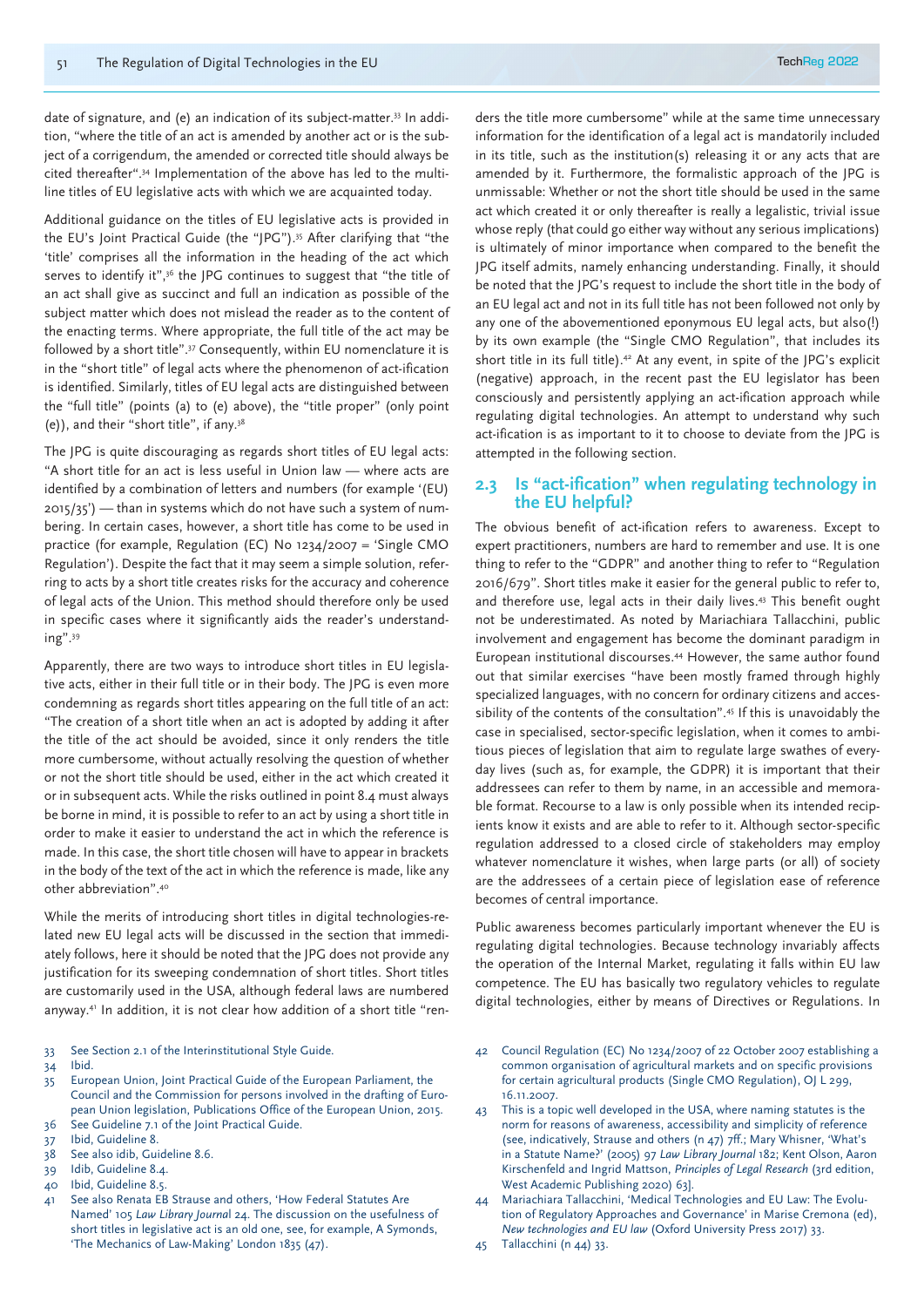date of signature, and (e) an indication of its subject-matter.[33] In addition, "where the title of an act is amended by another act or is the subject of a corrigendum, the amended or corrected title should always be cited thereafter".[34] Implementation of the above has led to the multi-line titles of EU legislative acts with which we are acquainted today.

Additional guidance on the titles of EU legislative acts is provided in the EU's Joint Practical Guide (the "JPG").[35] After clarifying that "the 'title' comprises all the information in the heading of the act which serves to identify it",[36] the JPG continues to suggest that "the title of an act shall give as succinct and full an indication as possible of the subject matter which does not mislead the reader as to the content of the enacting terms. Where appropriate, the full title of the act may be followed by a short title".[37] Consequently, within EU nomenclature it is in the "short title" of legal acts where the phenomenon of act-ification is identified. Similarly, titles of EU legal acts are distinguished between the "full title" (points (a) to (e) above), the "title proper" (only point (e)), and their "short title", if any.[38]

The JPG is quite discouraging as regards short titles of EU legal acts: "A short title for an act is less useful in Union law — where acts are identified by a combination of letters and numbers (for example '(EU) 2015/35') — than in systems which do not have such a system of numbering. In certain cases, however, a short title has come to be used in practice (for example, Regulation (EC) No 1234/2007 = 'Single CMO Regulation'). Despite the fact that it may seem a simple solution, referring to acts by a short title creates risks for the accuracy and coherence of legal acts of the Union. This method should therefore only be used in specific cases where it significantly aids the reader's understanding".[39]

Apparently, there are two ways to introduce short titles in EU legislative acts, either in their full title or in their body. The JPG is even more condemning as regards short titles appearing on the full title of an act: "The creation of a short title when an act is adopted by adding it after the title of the act should be avoided, since it only renders the title more cumbersome, without actually resolving the question of whether or not the short title should be used, either in the act which created it or in subsequent acts. While the risks outlined in point 8.4 must always be borne in mind, it is possible to refer to an act by using a short title in order to make it easier to understand the act in which the reference is made. In this case, the short title chosen will have to appear in brackets in the body of the text of the act in which the reference is made, like any other abbreviation".[40]

While the merits of introducing short titles in digital technologies-related new EU legal acts will be discussed in the section that immediately follows, here it should be noted that the JPG does not provide any justification for its sweeping condemnation of short titles. Short titles are customarily used in the USA, although federal laws are numbered anyway.[41] In addition, it is not clear how addition of a short title "renders the title more cumbersome" while at the same time unnecessary information for the identification of a legal act is mandatorily included in its title, such as the institution(s) releasing it or any acts that are amended by it. Furthermore, the formalistic approach of the JPG is unmissable: Whether or not the short title should be used in the same act which created it or only thereafter is really a legalistic, trivial issue whose reply (that could go either way without any serious implications) is ultimately of minor importance when compared to the benefit the JPG itself admits, namely enhancing understanding. Finally, it should be noted that the JPG's request to include the short title in the body of an EU legal act and not in its full title has not been followed not only by any one of the abovementioned eponymous EU legal acts, but also(!) by its own example (the "Single CMO Regulation", that includes its short title in its full title).[42] At any event, in spite of the JPG's explicit (negative) approach, in the recent past the EU legislator has been consciously and persistently applying an act-ification approach while regulating digital technologies. An attempt to understand why such act-ification is as important to it to choose to deviate from the JPG is attempted in the following section.

## 2.3 Is "act-ification" when regulating technology in the EU helpful?

The obvious benefit of act-ification refers to awareness. Except to expert practitioners, numbers are hard to remember and use. It is one thing to refer to the "GDPR" and another thing to refer to "Regulation 2016/679". Short titles make it easier for the general public to refer to, and therefore use, legal acts in their daily lives.[43] This benefit ought not be underestimated. As noted by Mariachiara Tallacchini, public involvement and engagement has become the dominant paradigm in European institutional discourses.[44] However, the same author found out that similar exercises "have been mostly framed through highly specialized languages, with no concern for ordinary citizens and accessibility of the contents of the consultation".[45] If this is unavoidably the case in specialised, sector-specific legislation, when it comes to ambitious pieces of legislation that aim to regulate large swathes of everyday lives (such as, for example, the GDPR) it is important that their addressees can refer to them by name, in an accessible and memorable format. Recourse to a law is only possible when its intended recipients know it exists and are able to refer to it. Although sector-specific regulation addressed to a closed circle of stakeholders may employ whatever nomenclature it wishes, when large parts (or all) of society are the addressees of a certain piece of legislation ease of reference becomes of central importance.

Public awareness becomes particularly important whenever the EU is regulating digital technologies. Because technology invariably affects the operation of the Internal Market, regulating it falls within EU law competence. The EU has basically two regulatory vehicles to regulate digital technologies, either by means of Directives or Regulations. In

33 See Section 2.1 of the Interinstitutional Style Guide.

34 Ibid.

35 European Union, Joint Practical Guide of the European Parliament, the Council and the Commission for persons involved in the drafting of European Union legislation, Publications Office of the European Union, 2015.

36 See Guideline 7.1 of the Joint Practical Guide.

37 Ibid, Guideline 8.

38 See also idib, Guideline 8.6.

39 Idib, Guideline 8.4.

40 Ibid, Guideline 8.5.

41 See also Renata EB Strause and others, 'How Federal Statutes Are Named' 105 *Law Library Journal* 24. The discussion on the usefulness of short titles in legislative act is an old one, see, for example, A Symonds, 'The Mechanics of Law-Making' London 1835 (47).

42 Council Regulation (EC) No 1234/2007 of 22 October 2007 establishing a common organisation of agricultural markets and on specific provisions for certain agricultural products (Single CMO Regulation), OJ L 299, 16.11.2007.

43 This is a topic well developed in the USA, where naming statutes is the norm for reasons of awareness, accessibility and simplicity of reference (see, indicatively, Strause and others (n 47) 7ff.; Mary Whisner, 'What's in a Statute Name?' (2005) 97 *Law Library Journal* 182; Kent Olson, Aaron Kirschenfeld and Ingrid Mattson, *Principles of Legal Research* (3rd edition, West Academic Publishing 2020) 63].

44 Mariachiara Tallacchini, 'Medical Technologies and EU Law: The Evolution of Regulatory Approaches and Governance' in Marise Cremona (ed), *New technologies and EU law* (Oxford University Press 2017) 33.

45 Tallacchini (n 44) 33.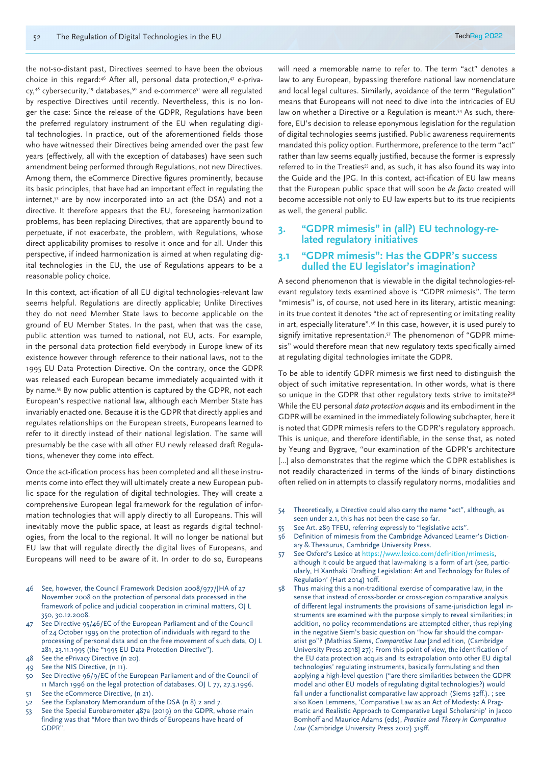the not-so-distant past, Directives seemed to have been the obvious choice in this regard:[46] After all, personal data protection,[47] e-privacy,[48] cybersecurity,[49] databases,[50] and e-commerce[51] were all regulated by respective Directives until recently. Nevertheless, this is no longer the case: Since the release of the GDPR, Regulations have been the preferred regulatory instrument of the EU when regulating digital technologies. In practice, out of the aforementioned fields those who have witnessed their Directives being amended over the past few years (effectively, all with the exception of databases) have seen such amendment being performed through Regulations, not new Directives. Among them, the eCommerce Directive figures prominently, because its basic principles, that have had an important effect in regulating the internet,[52] are by now incorporated into an act (the DSA) and not a directive. It therefore appears that the EU, foreseeing harmonization problems, has been replacing Directives, that are apparently bound to perpetuate, if not exacerbate, the problem, with Regulations, whose direct applicability promises to resolve it once and for all. Under this perspective, if indeed harmonization is aimed at when regulating digital technologies in the EU, the use of Regulations appears to be a reasonable policy choice.

In this context, act-ification of all EU digital technologies-relevant law seems helpful. Regulations are directly applicable; Unlike Directives they do not need Member State laws to become applicable on the ground of EU Member States. In the past, when that was the case, public attention was turned to national, not EU, acts. For example, in the personal data protection field everybody in Europe knew of its existence however through reference to their national laws, not to the 1995 EU Data Protection Directive. On the contrary, once the GDPR was released each European became immediately acquainted with it by name.[53] By now public attention is captured by the GDPR, not each European's respective national law, although each Member State has invariably enacted one. Because it is the GDPR that directly applies and regulates relationships on the European streets, Europeans learned to refer to it directly instead of their national legislation. The same will presumably be the case with all other EU newly released draft Regulations, whenever they come into effect.

Once the act-ification process has been completed and all these instruments come into effect they will ultimately create a new European public space for the regulation of digital technologies. They will create a comprehensive European legal framework for the regulation of information technologies that will apply directly to all Europeans. This will inevitably move the public space, at least as regards digital technologies, from the local to the regional. It will no longer be national but EU law that will regulate directly the digital lives of Europeans, and Europeans will need to be aware of it. In order to do so, Europeans will need a memorable name to refer to. The term "act" denotes a law to any European, bypassing therefore national law nomenclature and local legal cultures. Similarly, avoidance of the term "Regulation" means that Europeans will not need to dive into the intricacies of EU law on whether a Directive or a Regulation is meant.[54] As such, therefore, EU's decision to release eponymous legislation for the regulation of digital technologies seems justified. Public awareness requirements mandated this policy option. Furthermore, preference to the term "act" rather than law seems equally justified, because the former is expressly referred to in the Treaties[55] and, as such, it has also found its way into the Guide and the JPG. In this context, act-ification of EU law means that the European public space that will soon be *de facto* created will become accessible not only to EU law experts but to its true recipients as well, the general public.

## 3. "GDPR mimesis" in (all?) EU technology-related regulatory initiatives

### 3.1 "GDPR mimesis": Has the GDPR's success dulled the EU legislator's imagination?

A second phenomenon that is viewable in the digital technologies-relevant regulatory texts examined above is "GDPR mimesis". The term "mimesis" is, of course, not used here in its literary, artistic meaning: in its true context it denotes "the act of representing or imitating reality in art, especially literature".[56] In this case, however, it is used purely to signify imitative representation.[57] The phenomenon of "GDPR mimesis" would therefore mean that new regulatory texts specifically aimed at regulating digital technologies imitate the GDPR.

To be able to identify GDPR mimesis we first need to distinguish the object of such imitative representation. In other words, what is there so unique in the GDPR that other regulatory texts strive to imitate?[58] While the EU personal *data protection acquis* and its embodiment in the GDPR will be examined in the immediately following subchapter, here it is noted that GDPR mimesis refers to the GDPR's regulatory approach. This is unique, and therefore identifiable, in the sense that, as noted by Yeung and Bygrave, "our examination of the GDPR's architecture [...] also demonstrates that the regime which the GDPR establishes is not readily characterized in terms of the kinds of binary distinctions often relied on in attempts to classify regulatory norms, modalities and

---

46 See, however, the Council Framework Decision 2008/977/JHA of 27 November 2008 on the protection of personal data processed in the framework of police and judicial cooperation in criminal matters, OJ L 350, 30.12.2008.

47 See Directive 95/46/EC of the European Parliament and of the Council of 24 October 1995 on the protection of individuals with regard to the processing of personal data and on the free movement of such data, OJ L 281, 23.11.1995 (the "1995 EU Data Protection Directive").

48 See the ePrivacy Directive (n 20).

49 See the NIS Directive, (n 11).

50 See Directive 96/9/EC of the European Parliament and of the Council of 11 March 1996 on the legal protection of databases, OJ L 77, 27.3.1996.

51 See the eCommerce Directive, (n 21).

52 See the Explanatory Memorandum of the DSA (n 8) 2 and 7.

53 See the Special Eurobarometer 487a (2019) on the GDPR, whose main finding was that "More than two thirds of Europeans have heard of GDPR".

54 Theoretically, a Directive could also carry the name "act", although, as seen under 2.1, this has not been the case so far.

55 See Art. 289 TFEU, referring expressly to "legislative acts".

56 Definition of mimesis from the Cambridge Advanced Learner's Dictionary & Thesaurus, Cambridge University Press.

57 See Oxford's Lexico at https://www.lexico.com/definition/mimesis, although it could be argued that law-making is a form of art (see, particularly, H Xanthaki 'Drafting Legislation: Art and Technology for Rules of Regulation' (Hart 2014) 10ff.

58 Thus making this a non-traditional exercise of comparative law, in the sense that instead of cross-border or cross-region comparative analysis of different legal instruments the provisions of same-jurisdiction legal instruments are examined with the purpose simply to reveal similarities; in addition, no policy recommendations are attempted either, thus replying in the negative Siem's basic question on "how far should the comparatist go"? (Mathias Siems, *Comparative Law* [2nd edition, (Cambridge University Press 2018] 27); From this point of view, the identification of the EU data protection acquis and its extrapolation onto other EU digital technologies' regulating instruments, basically formulating and then applying a high-level question ("are there similarities between the GDPR model and other EU models of regulating digital technologies?) would fall under a functionalist comparative law approach (Siems 32ff.). ; see also Koen Lemmens, 'Comparative Law as an Act of Modesty: A Pragmatic and Realistic Approach to Comparative Legal Scholarship' in Jacco Bomhoff and Maurice Adams (eds), *Practice and Theory in Comparative Law* (Cambridge University Press 2012) 319ff.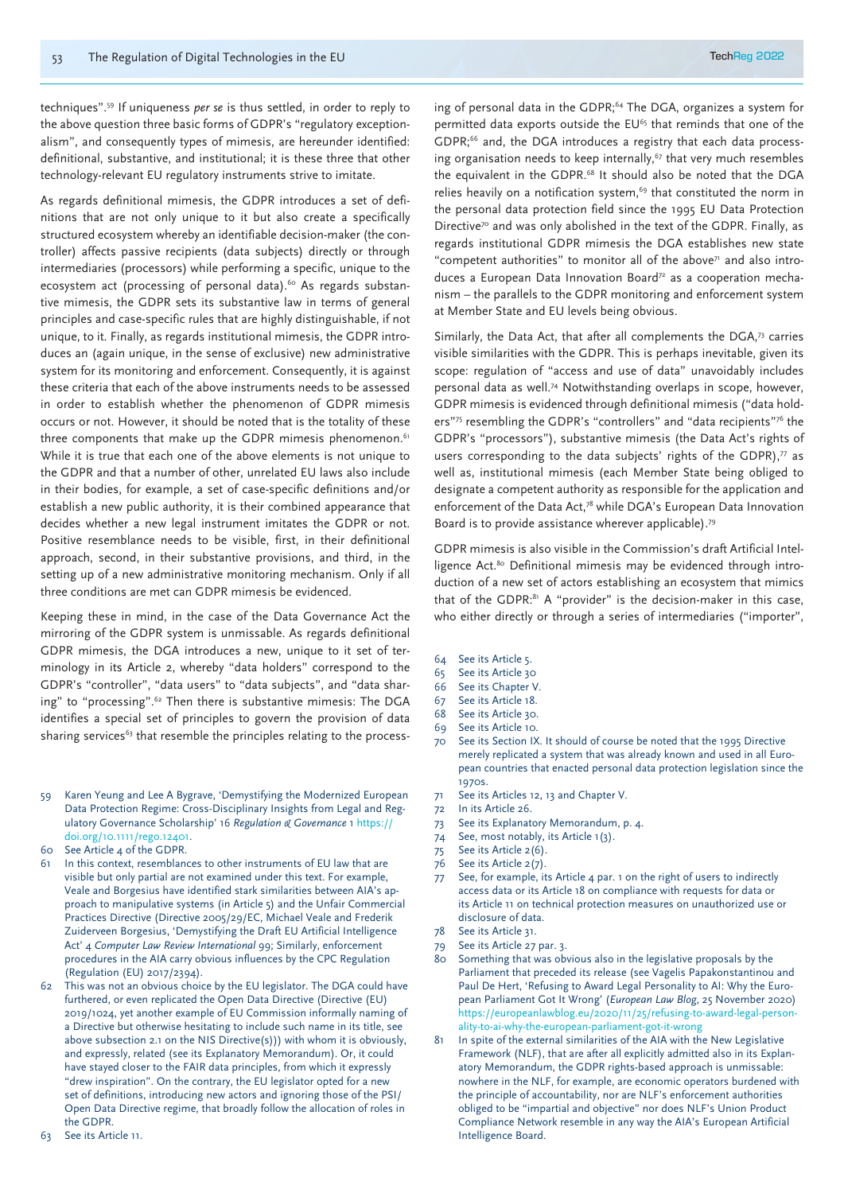techniques".[59] If uniqueness *per se* is thus settled, in order to reply to the above question three basic forms of GDPR's "regulatory exceptionalism", and consequently types of mimesis, are hereunder identified: definitional, substantive, and institutional; it is these three that other technology-relevant EU regulatory instruments strive to imitate.

As regards definitional mimesis, the GDPR introduces a set of definitions that are not only unique to it but also create a specifically structured ecosystem whereby an identifiable decision-maker (the controller) affects passive recipients (data subjects) directly or through intermediaries (processors) while performing a specific, unique to the ecosystem act (processing of personal data).[60] As regards substantive mimesis, the GDPR sets its substantive law in terms of general principles and case-specific rules that are highly distinguishable, if not unique, to it. Finally, as regards institutional mimesis, the GDPR introduces an (again unique, in the sense of exclusive) new administrative system for its monitoring and enforcement. Consequently, it is against these criteria that each of the above instruments needs to be assessed in order to establish whether the phenomenon of GDPR mimesis occurs or not. However, it should be noted that is the totality of these three components that make up the GDPR mimesis phenomenon.[61] While it is true that each one of the above elements is not unique to the GDPR and that a number of other, unrelated EU laws also include in their bodies, for example, a set of case-specific definitions and/or establish a new public authority, it is their combined appearance that decides whether a new legal instrument imitates the GDPR or not. Positive resemblance needs to be visible, first, in their definitional approach, second, in their substantive provisions, and third, in the setting up of a new administrative monitoring mechanism. Only if all three conditions are met can GDPR mimesis be evidenced.

Keeping these in mind, in the case of the Data Governance Act the mirroring of the GDPR system is unmissable. As regards definitional GDPR mimesis, the DGA introduces a new, unique to it set of terminology in its Article 2, whereby "data holders" correspond to the GDPR's "controller", "data users" to "data subjects", and "data sharing" to "processing".[62] Then there is substantive mimesis: The DGA identifies a special set of principles to govern the provision of data sharing services[63] that resemble the principles relating to the processing of personal data in the GDPR;[64] The DGA, organizes a system for permitted data exports outside the EU[65] that reminds that one of the GDPR;[66] and, the DGA introduces a registry that each data processing organisation needs to keep internally,[67] that very much resembles the equivalent in the GDPR.[68] It should also be noted that the DGA relies heavily on a notification system,[69] that constituted the norm in the personal data protection field since the 1995 EU Data Protection Directive[70] and was only abolished in the text of the GDPR. Finally, as regards institutional GDPR mimesis the DGA establishes new state "competent authorities" to monitor all of the above[71] and also introduces a European Data Innovation Board[72] as a cooperation mechanism – the parallels to the GDPR monitoring and enforcement system at Member State and EU levels being obvious.

Similarly, the Data Act, that after all complements the DGA,[73] carries visible similarities with the GDPR. This is perhaps inevitable, given its scope: regulation of "access and use of data" unavoidably includes personal data as well.[74] Notwithstanding overlaps in scope, however, GDPR mimesis is evidenced through definitional mimesis ("data holders"[75] resembling the GDPR's "controllers" and "data recipients"[76] the GDPR's "processors"), substantive mimesis (the Data Act's rights of users corresponding to the data subjects' rights of the GDPR),[77] as well as, institutional mimesis (each Member State being obliged to designate a competent authority as responsible for the application and enforcement of the Data Act,[78] while DGA's European Data Innovation Board is to provide assistance wherever applicable).[79]

GDPR mimesis is also visible in the Commission's draft Artificial Intelligence Act.[80] Definitional mimesis may be evidenced through introduction of a new set of actors establishing an ecosystem that mimics that of the GDPR:[81] A "provider" is the decision-maker in this case, who either directly or through a series of intermediaries ("importer",

59 Karen Yeung and Lee A Bygrave, 'Demystifying the Modernized European Data Protection Regime: Cross-Disciplinary Insights from Legal and Regulatory Governance Scholarship' 16 *Regulation & Governance* 1 https://doi.org/10.1111/rego.12401.

60 See Article 4 of the GDPR.

61 In this context, resemblances to other instruments of EU law that are visible but only partial are not examined under this text. For example, Veale and Borgesius have identified stark similarities between AIA's approach to manipulative systems (in Article 5) and the Unfair Commercial Practices Directive (Directive 2005/29/EC, Michael Veale and Frederik Zuiderveen Borgesius, 'Demystifying the Draft EU Artificial Intelligence Act' 4 *Computer Law Review International* 99; Similarly, enforcement procedures in the AIA carry obvious influences by the CPC Regulation (Regulation (EU) 2017/2394).

62 This was not an obvious choice by the EU legislator. The DGA could have furthered, or even replicated the Open Data Directive (Directive (EU) 2019/1024, yet another example of EU Commission informally naming of a Directive but otherwise hesitating to include such name in its title, see above subsection 2.1 on the NIS Directive(s))) with whom it is obviously, and expressly, related (see its Explanatory Memorandum). Or, it could have stayed closer to the FAIR data principles, from which it expressly "drew inspiration". On the contrary, the EU legislator opted for a new set of definitions, introducing new actors and ignoring those of the PSI/Open Data Directive regime, that broadly follow the allocation of roles in the GDPR.

63 See its Article 11.

64 See its Article 5.

65 See its Article 30

66 See its Chapter V.

67 See its Article 18.

68 See its Article 30.

69 See its Article 10.

70 See its Section IX. It should of course be noted that the 1995 Directive merely replicated a system that was already known and used in all European countries that enacted personal data protection legislation since the 1970s.

71 See its Articles 12, 13 and Chapter V.

72 In its Article 26.

73 See its Explanatory Memorandum, p. 4.

74 See, most notably, its Article 1(3).

75 See its Article 2(6).

76 See its Article 2(7).

77 See, for example, its Article 4 par. 1 on the right of users to indirectly access data or its Article 18 on compliance with requests for data or its Article 11 on technical protection measures on unauthorized use or disclosure of data.

78 See its Article 31.

79 See its Article 27 par. 3.

80 Something that was obvious also in the legislative proposals by the Parliament that preceded its release (see Vagelis Papakonstantinou and Paul De Hert, 'Refusing to Award Legal Personality to AI: Why the European Parliament Got It Wrong' (*European Law Blog*, 25 November 2020) https://europeanlawblog.eu/2020/11/25/refusing-to-award-legal-personality-to-ai-why-the-european-parliament-got-it-wrong

81 In spite of the external similarities of the AIA with the New Legislative Framework (NLF), that are after all explicitly admitted also in its Explanatory Memorandum, the GDPR rights-based approach is unmissable: nowhere in the NLF, for example, are economic operators burdened with the principle of accountability, nor are NLF's enforcement authorities obliged to be "impartial and objective" nor does NLF's Union Product Compliance Network resemble in any way the AIA's European Artificial Intelligence Board.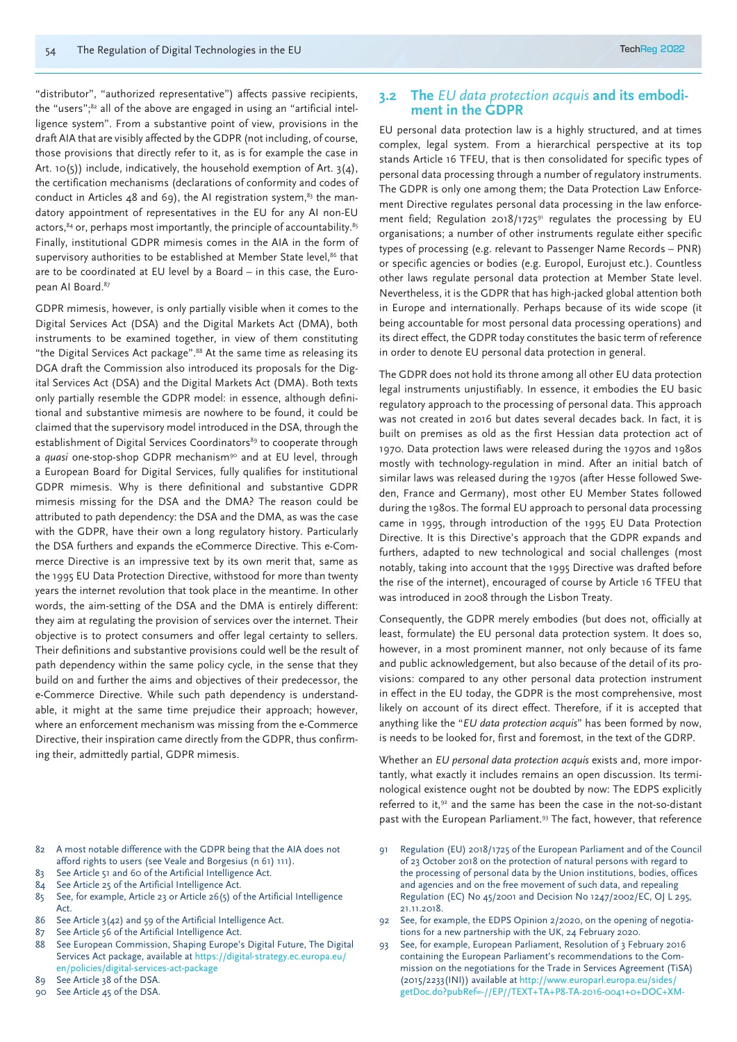"distributor", "authorized representative") affects passive recipients, the "users";[82] all of the above are engaged in using an "artificial intelligence system". From a substantive point of view, provisions in the draft AIA that are visibly affected by the GDPR (not including, of course, those provisions that directly refer to it, as is for example the case in Art. 10(5)) include, indicatively, the household exemption of Art. 3(4), the certification mechanisms (declarations of conformity and codes of conduct in Articles 48 and 69), the AI registration system,[83] the mandatory appointment of representatives in the EU for any AI non-EU actors,[84] or, perhaps most importantly, the principle of accountability.[85] Finally, institutional GDPR mimesis comes in the AIA in the form of supervisory authorities to be established at Member State level,[86] that are to be coordinated at EU level by a Board – in this case, the European AI Board.[87]

GDPR mimesis, however, is only partially visible when it comes to the Digital Services Act (DSA) and the Digital Markets Act (DMA), both instruments to be examined together, in view of them constituting "the Digital Services Act package".[88] At the same time as releasing its DGA draft the Commission also introduced its proposals for the Digital Services Act (DSA) and the Digital Markets Act (DMA). Both texts only partially resemble the GDPR model: in essence, although definitional and substantive mimesis are nowhere to be found, it could be claimed that the supervisory model introduced in the DSA, through the establishment of Digital Services Coordinators[89] to cooperate through a *quasi* one-stop-shop GDPR mechanism[90] and at EU level, through a European Board for Digital Services, fully qualifies for institutional GDPR mimesis. Why is there definitional and substantive GDPR mimesis missing for the DSA and the DMA? The reason could be attributed to path dependency: the DSA and the DMA, as was the case with the GDPR, have their own a long regulatory history. Particularly the DSA furthers and expands the eCommerce Directive. This e-Commerce Directive is an impressive text by its own merit that, same as the 1995 EU Data Protection Directive, withstood for more than twenty years the internet revolution that took place in the meantime. In other words, the aim-setting of the DSA and the DMA is entirely different: they aim at regulating the provision of services over the internet. Their objective is to protect consumers and offer legal certainty to sellers. Their definitions and substantive provisions could well be the result of path dependency within the same policy cycle, in the sense that they build on and further the aims and objectives of their predecessor, the e-Commerce Directive. While such path dependency is understandable, it might at the same time prejudice their approach; however, where an enforcement mechanism was missing from the e-Commerce Directive, their inspiration came directly from the GDPR, thus confirming their, admittedly partial, GDPR mimesis.

## 3.2 The *EU data protection acquis* and its embodiment in the GDPR

EU personal data protection law is a highly structured, and at times complex, legal system. From a hierarchical perspective at its top stands Article 16 TFEU, that is then consolidated for specific types of personal data processing through a number of regulatory instruments. The GDPR is only one among them; the Data Protection Law Enforcement Directive regulates personal data processing in the law enforcement field; Regulation 2018/1725[91] regulates the processing by EU organisations; a number of other instruments regulate either specific types of processing (e.g. relevant to Passenger Name Records – PNR) or specific agencies or bodies (e.g. Europol, Eurojust etc.). Countless other laws regulate personal data protection at Member State level. Nevertheless, it is the GDPR that has high-jacked global attention both in Europe and internationally. Perhaps because of its wide scope (it being accountable for most personal data processing operations) and its direct effect, the GDPR today constitutes the basic term of reference in order to denote EU personal data protection in general.

The GDPR does not hold its throne among all other EU data protection legal instruments unjustifiably. In essence, it embodies the EU basic regulatory approach to the processing of personal data. This approach was not created in 2016 but dates several decades back. In fact, it is built on premises as old as the first Hessian data protection act of 1970. Data protection laws were released during the 1970s and 1980s mostly with technology-regulation in mind. After an initial batch of similar laws was released during the 1970s (after Hesse followed Sweden, France and Germany), most other EU Member States followed during the 1980s. The formal EU approach to personal data processing came in 1995, through introduction of the 1995 EU Data Protection Directive. It is this Directive's approach that the GDPR expands and furthers, adapted to new technological and social challenges (most notably, taking into account that the 1995 Directive was drafted before the rise of the internet), encouraged of course by Article 16 TFEU that was introduced in 2008 through the Lisbon Treaty.

Consequently, the GDPR merely embodies (but does not, officially at least, formulate) the EU personal data protection system. It does so, however, in a most prominent manner, not only because of its fame and public acknowledgement, but also because of the detail of its provisions: compared to any other personal data protection instrument in effect in the EU today, the GDPR is the most comprehensive, most likely on account of its direct effect. Therefore, if it is accepted that anything like the "*EU data protection acquis*" has been formed by now, is needs to be looked for, first and foremost, in the text of the GDRP.

Whether an *EU personal data protection acquis* exists and, more importantly, what exactly it includes remains an open discussion. Its terminological existence ought not be doubted by now: The EDPS explicitly referred to it,[92] and the same has been the case in the not-so-distant past with the European Parliament.[93] The fact, however, that reference

82 A most notable difference with the GDPR being that the AIA does not afford rights to users (see Veale and Borgesius (n 61) 111).

83 See Article 51 and 60 of the Artificial Intelligence Act.

84 See Article 25 of the Artificial Intelligence Act.

85 See, for example, Article 23 or Article 26(5) of the Artificial Intelligence Act.

86 See Article 3(42) and 59 of the Artificial Intelligence Act.

87 See Article 56 of the Artificial Intelligence Act.

88 See European Commission, Shaping Europe's Digital Future, The Digital Services Act package, available at https://digital-strategy.ec.europa.eu/en/policies/digital-services-act-package

89 See Article 38 of the DSA.

90 See Article 45 of the DSA.

91 Regulation (EU) 2018/1725 of the European Parliament and of the Council of 23 October 2018 on the protection of natural persons with regard to the processing of personal data by the Union institutions, bodies, offices and agencies and on the free movement of such data, and repealing Regulation (EC) No 45/2001 and Decision No 1247/2002/EC, OJ L 295, 21.11.2018.

92 See, for example, the EDPS Opinion 2/2020, on the opening of negotiations for a new partnership with the UK, 24 February 2020.

93 See, for example, European Parliament, Resolution of 3 February 2016 containing the European Parliament's recommendations to the Commission on the negotiations for the Trade in Services Agreement (TiSA) (2015/2233(INI)) available at http://www.europarl.europa.eu/sides/getDoc.do?pubRef=-//EP//TEXT+TA+P8-TA-2016-0041+0+DOC+XM-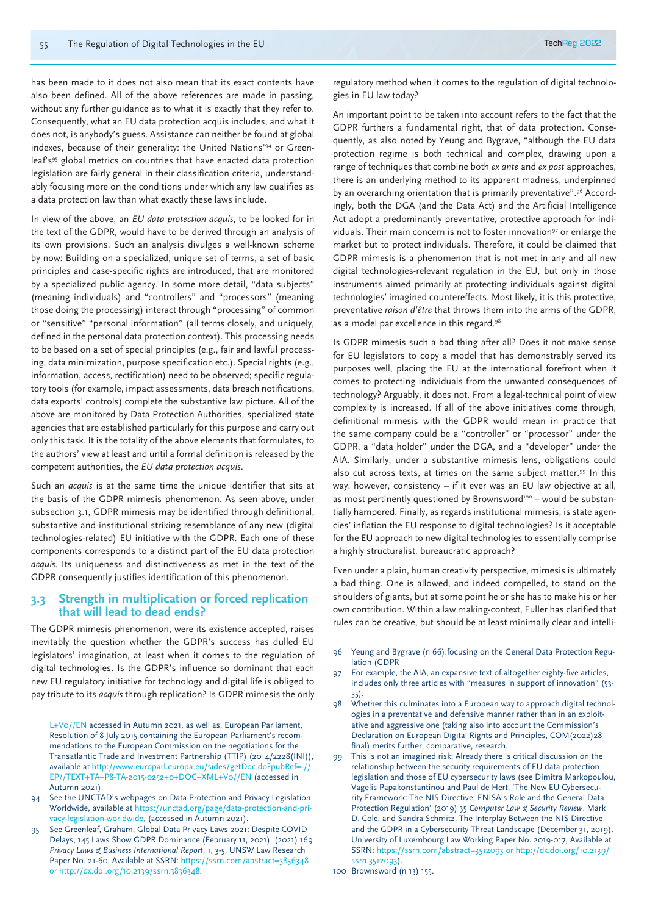has been made to it does not also mean that its exact contents have also been defined. All of the above references are made in passing, without any further guidance as to what it is exactly that they refer to. Consequently, what an EU data protection acquis includes, and what it does not, is anybody's guess. Assistance can neither be found at global indexes, because of their generality: the United Nations'[94] or Greenleaf's[95] global metrics on countries that have enacted data protection legislation are fairly general in their classification criteria, understandably focusing more on the conditions under which any law qualifies as a data protection law than what exactly these laws include.

In view of the above, an *EU data protection acquis*, to be looked for in the text of the GDPR, would have to be derived through an analysis of its own provisions. Such an analysis divulges a well-known scheme by now: Building on a specialized, unique set of terms, a set of basic principles and case-specific rights are introduced, that are monitored by a specialized public agency. In some more detail, "data subjects" (meaning individuals) and "controllers" and "processors" (meaning those doing the processing) interact through "processing" of common or "sensitive" "personal information" (all terms closely, and uniquely, defined in the personal data protection context). This processing needs to be based on a set of special principles (e.g., fair and lawful processing, data minimization, purpose specification etc.). Special rights (e.g., information, access, rectification) need to be observed; specific regulatory tools (for example, impact assessments, data breach notifications, data exports' controls) complete the substantive law picture. All of the above are monitored by Data Protection Authorities, specialized state agencies that are established particularly for this purpose and carry out only this task. It is the totality of the above elements that formulates, to the authors' view at least and until a formal definition is released by the competent authorities, the *EU data protection acquis*.

Such an *acquis* is at the same time the unique identifier that sits at the basis of the GDPR mimesis phenomenon. As seen above, under subsection 3.1, GDPR mimesis may be identified through definitional, substantive and institutional striking resemblance of any new (digital technologies-related) EU initiative with the GDPR. Each one of these components corresponds to a distinct part of the EU data protection *acquis*. Its uniqueness and distinctiveness as met in the text of the GDPR consequently justifies identification of this phenomenon.

## 3.3 Strength in multiplication or forced replication that will lead to dead ends?

The GDPR mimesis phenomenon, were its existence accepted, raises inevitably the question whether the GDPR's success has dulled EU legislators' imagination, at least when it comes to the regulation of digital technologies. Is the GDPR's influence so dominant that each new EU regulatory initiative for technology and digital life is obliged to pay tribute to its *acquis* through replication? Is GDPR mimesis the only regulatory method when it comes to the regulation of digital technologies in EU law today?

An important point to be taken into account refers to the fact that the GDPR furthers a fundamental right, that of data protection. Consequently, as also noted by Yeung and Bygrave, "although the EU data protection regime is both technical and complex, drawing upon a range of techniques that combine both *ex ante* and *ex post* approaches, there is an underlying method to its apparent madness, underpinned by an overarching orientation that is primarily preventative".[96] Accordingly, both the DGA (and the Data Act) and the Artificial Intelligence Act adopt a predominantly preventative, protective approach for individuals. Their main concern is not to foster innovation[97] or enlarge the market but to protect individuals. Therefore, it could be claimed that GDPR mimesis is a phenomenon that is not met in any and all new digital technologies-relevant regulation in the EU, but only in those instruments aimed primarily at protecting individuals against digital technologies' imagined countereffects. Most likely, it is this protective, preventative *raison d'être* that throws them into the arms of the GDPR, as a model par excellence in this regard.[98]

Is GDPR mimesis such a bad thing after all? Does it not make sense for EU legislators to copy a model that has demonstrably served its purposes well, placing the EU at the international forefront when it comes to protecting individuals from the unwanted consequences of technology? Arguably, it does not. From a legal-technical point of view complexity is increased. If all of the above initiatives come through, definitional mimesis with the GDPR would mean in practice that the same company could be a "controller" or "processor" under the GDPR, a "data holder" under the DGA, and a "developer" under the AIA. Similarly, under a substantive mimesis lens, obligations could also cut across texts, at times on the same subject matter.[99] In this way, however, consistency – if it ever was an EU law objective at all, as most pertinently questioned by Brownsword[100] – would be substantially hampered. Finally, as regards institutional mimesis, is state agencies' inflation the EU response to digital technologies? Is it acceptable for the EU approach to new digital technologies to essentially comprise a highly structuralist, bureaucratic approach?

Even under a plain, human creativity perspective, mimesis is ultimately a bad thing. One is allowed, and indeed compelled, to stand on the shoulders of giants, but at some point he or she has to make his or her own contribution. Within a law making-context, Fuller has clarified that rules can be creative, but should be at least minimally clear and intelli-

---

L+V0//EN accessed in Autumn 2021, as well as, European Parliament, Resolution of 8 July 2015 containing the European Parliament's recommendations to the European Commission on the negotiations for the Transatlantic Trade and Investment Partnership (TTIP) (2014/2228(INI)), available at http://www.europarl.europa.eu/sides/getDoc.do?pubRef=-//EP//TEXT+TA+P8-TA-2015-0252+0+DOC+XML+V0//EN (accessed in Autumn 2021).

94 See the UNCTAD's webpages on Data Protection and Privacy Legislation Worldwide, available at https://unctad.org/page/data-protection-and-privacy-legislation-worldwide, (accessed in Autumn 2021).

95 See Greenleaf, Graham, Global Data Privacy Laws 2021: Despite COVID Delays, 145 Laws Show GDPR Dominance (February 11, 2021). (2021) 169 *Privacy Laws & Business International Report*, 1, 3-5, UNSW Law Research Paper No. 21-60, Available at SSRN: https://ssrn.com/abstract=3836348 or http://dx.doi.org/10.2139/ssrn.3836348.

96 Yeung and Bygrave (n 66).focusing on the General Data Protection Regulation (GDPR

97 For example, the AIA, an expansive text of altogether eighty-five articles, includes only three articles with "measures in support of innovation" (53-55).

98 Whether this culminates into a European way to approach digital technologies in a preventative and defensive manner rather than in an exploitative and aggressive one (taking also into account the Commission's Declaration on European Digital Rights and Principles, COM(2022)28 final) merits further, comparative, research.

99 This is not an imagined risk; Already there is critical discussion on the relationship between the security requirements of EU data protection legislation and those of EU cybersecurity laws (see Dimitra Markopoulou, Vagelis Papakonstantinou and Paul de Hert, 'The New EU Cybersecurity Framework: The NIS Directive, ENISA's Role and the General Data Protection Regulation' (2019) 35 *Computer Law & Security Review*. Mark D. Cole, and Sandra Schmitz, The Interplay Between the NIS Directive and the GDPR in a Cybersecurity Threat Landscape (December 31, 2019). University of Luxembourg Law Working Paper No. 2019-017, Available at SSRN: https://ssrn.com/abstract=3512093 or http://dx.doi.org/10.2139/ssrn.3512093).

100 Brownsword (n 13) 155.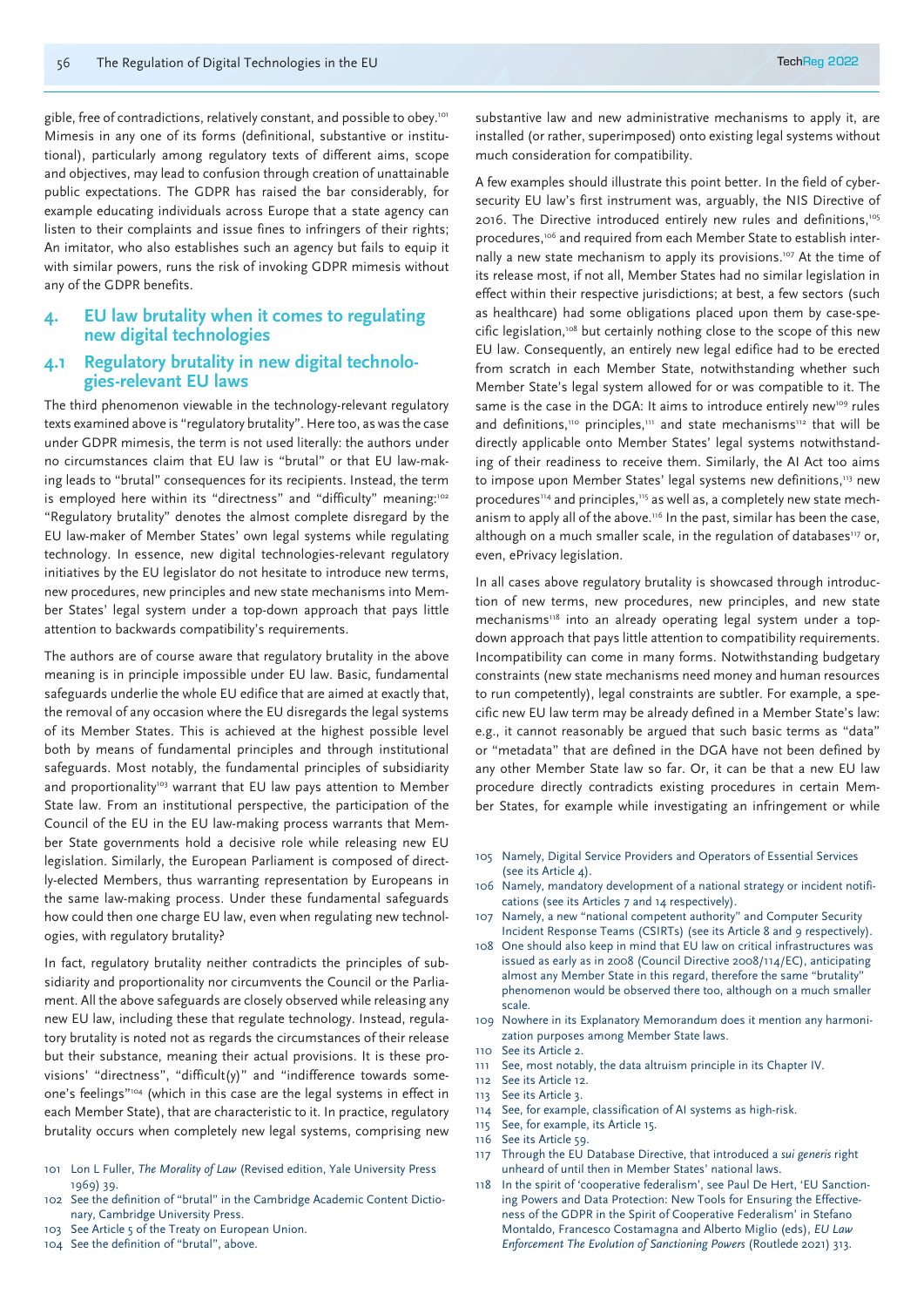gible, free of contradictions, relatively constant, and possible to obey.[101] Mimesis in any one of its forms (definitional, substantive or institutional), particularly among regulatory texts of different aims, scope and objectives, may lead to confusion through creation of unattainable public expectations. The GDPR has raised the bar considerably, for example educating individuals across Europe that a state agency can listen to their complaints and issue fines to infringers of their rights; An imitator, who also establishes such an agency but fails to equip it with similar powers, runs the risk of invoking GDPR mimesis without any of the GDPR benefits.

## 4. EU law brutality when it comes to regulating new digital technologies

### 4.1 Regulatory brutality in new digital technologies-relevant EU laws

The third phenomenon viewable in the technology-relevant regulatory texts examined above is "regulatory brutality". Here too, as was the case under GDPR mimesis, the term is not used literally: the authors under no circumstances claim that EU law is "brutal" or that EU law-making leads to "brutal" consequences for its recipients. Instead, the term is employed here within its "directness" and "difficulty" meaning:[102] "Regulatory brutality" denotes the almost complete disregard by the EU law-maker of Member States' own legal systems while regulating technology. In essence, new digital technologies-relevant regulatory initiatives by the EU legislator do not hesitate to introduce new terms, new procedures, new principles and new state mechanisms into Member States' legal system under a top-down approach that pays little attention to backwards compatibility's requirements.

The authors are of course aware that regulatory brutality in the above meaning is in principle impossible under EU law. Basic, fundamental safeguards underlie the whole EU edifice that are aimed at exactly that, the removal of any occasion where the EU disregards the legal systems of its Member States. This is achieved at the highest possible level both by means of fundamental principles and through institutional safeguards. Most notably, the fundamental principles of subsidiarity and proportionality[103] warrant that EU law pays attention to Member State law. From an institutional perspective, the participation of the Council of the EU in the EU law-making process warrants that Member State governments hold a decisive role while releasing new EU legislation. Similarly, the European Parliament is composed of directly-elected Members, thus warranting representation by Europeans in the same law-making process. Under these fundamental safeguards how could then one charge EU law, even when regulating new technologies, with regulatory brutality?

In fact, regulatory brutality neither contradicts the principles of subsidiarity and proportionality nor circumvents the Council or the Parliament. All the above safeguards are closely observed while releasing any new EU law, including these that regulate technology. Instead, regulatory brutality is noted not as regards the circumstances of their release but their substance, meaning their actual provisions. It is these provisions' "directness", "difficult(y)" and "indifference towards someone's feelings"[104] (which in this case are the legal systems in effect in each Member State), that are characteristic to it. In practice, regulatory brutality occurs when completely new legal systems, comprising new substantive law and new administrative mechanisms to apply it, are installed (or rather, superimposed) onto existing legal systems without much consideration for compatibility.

A few examples should illustrate this point better. In the field of cybersecurity EU law's first instrument was, arguably, the NIS Directive of 2016. The Directive introduced entirely new rules and definitions,[105] procedures,[106] and required from each Member State to establish internally a new state mechanism to apply its provisions.[107] At the time of its release most, if not all, Member States had no similar legislation in effect within their respective jurisdictions; at best, a few sectors (such as healthcare) had some obligations placed upon them by case-specific legislation,[108] but certainly nothing close to the scope of this new EU law. Consequently, an entirely new legal edifice had to be erected from scratch in each Member State, notwithstanding whether such Member State's legal system allowed for or was compatible to it. The same is the case in the DGA: It aims to introduce entirely new[109] rules and definitions,[110] principles,[111] and state mechanisms[112] that will be directly applicable onto Member States' legal systems notwithstanding of their readiness to receive them. Similarly, the AI Act too aims to impose upon Member States' legal systems new definitions,[113] new procedures[114] and principles,[115] as well as, a completely new state mechanism to apply all of the above.[116] In the past, similar has been the case, although on a much smaller scale, in the regulation of databases[117] or, even, ePrivacy legislation.

In all cases above regulatory brutality is showcased through introduction of new terms, new procedures, new principles, and new state mechanisms[118] into an already operating legal system under a top-down approach that pays little attention to compatibility requirements. Incompatibility can come in many forms. Notwithstanding budgetary constraints (new state mechanisms need money and human resources to run competently), legal constraints are subtler. For example, a specific new EU law term may be already defined in a Member State's law: e.g., it cannot reasonably be argued that such basic terms as "data" or "metadata" that are defined in the DGA have not been defined by any other Member State law so far. Or, it can be that a new EU law procedure directly contradicts existing procedures in certain Member States, for example while investigating an infringement or while

---

101 Lon L Fuller, *The Morality of Law* (Revised edition, Yale University Press 1969) 39.

102 See the definition of "brutal" in the Cambridge Academic Content Dictionary, Cambridge University Press.

103 See Article 5 of the Treaty on European Union.

104 See the definition of "brutal", above.

105 Namely, Digital Service Providers and Operators of Essential Services (see its Article 4).

106 Namely, mandatory development of a national strategy or incident notifications (see its Articles 7 and 14 respectively).

107 Namely, a new "national competent authority" and Computer Security Incident Response Teams (CSIRTs) (see its Article 8 and 9 respectively).

108 One should also keep in mind that EU law on critical infrastructures was issued as early as in 2008 (Council Directive 2008/114/EC), anticipating almost any Member State in this regard, therefore the same "brutality" phenomenon would be observed there too, although on a much smaller scale.

109 Nowhere in its Explanatory Memorandum does it mention any harmonization purposes among Member State laws.

110 See its Article 2.

111 See, most notably, the data altruism principle in its Chapter IV.

112 See its Article 12.

113 See its Article 3.

114 See, for example, classification of AI systems as high-risk.

115 See, for example, its Article 15.

116 See its Article 59.

117 Through the EU Database Directive, that introduced a *sui generis* right unheard of until then in Member States' national laws.

118 In the spirit of 'cooperative federalism', see Paul De Hert, 'EU Sanctioning Powers and Data Protection: New Tools for Ensuring the Effectiveness of the GDPR in the Spirit of Cooperative Federalism' in Stefano Montaldo, Francesco Costamagna and Alberto Miglio (eds), *EU Law Enforcement The Evolution of Sanctioning Powers* (Routledge 2021) 313.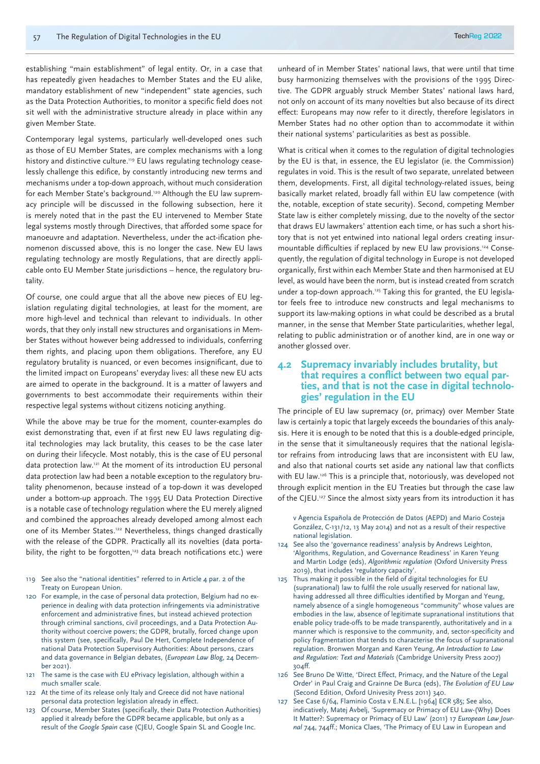establishing "main establishment" of legal entity. Or, in a case that has repeatedly given headaches to Member States and the EU alike, mandatory establishment of new "independent" state agencies, such as the Data Protection Authorities, to monitor a specific field does not sit well with the administrative structure already in place within any given Member State.

Contemporary legal systems, particularly well-developed ones such as those of EU Member States, are complex mechanisms with a long history and distinctive culture.[119] EU laws regulating technology ceaselessly challenge this edifice, by constantly introducing new terms and mechanisms under a top-down approach, without much consideration for each Member State's background.[120] Although the EU law supremacy principle will be discussed in the following subsection, here it is merely noted that in the past the EU intervened to Member State legal systems mostly through Directives, that afforded some space for manoeuvre and adaptation. Nevertheless, under the act-ification phenomenon discussed above, this is no longer the case. New EU laws regulating technology are mostly Regulations, that are directly applicable onto EU Member State jurisdictions – hence, the regulatory brutality.

Of course, one could argue that all the above new pieces of EU legislation regulating digital technologies, at least for the moment, are more high-level and technical than relevant to individuals. In other words, that they only install new structures and organisations in Member States without however being addressed to individuals, conferring them rights, and placing upon them obligations. Therefore, any EU regulatory brutality is nuanced, or even becomes insignificant, due to the limited impact on Europeans' everyday lives: all these new EU acts are aimed to operate in the background. It is a matter of lawyers and governments to best accommodate their requirements within their respective legal systems without citizens noticing anything.

While the above may be true for the moment, counter-examples do exist demonstrating that, even if at first new EU laws regulating digital technologies may lack brutality, this ceases to be the case later on during their lifecycle. Most notably, this is the case of EU personal data protection law.[121] At the moment of its introduction EU personal data protection law had been a notable exception to the regulatory brutality phenomenon, because instead of a top-down it was developed under a bottom-up approach. The 1995 EU Data Protection Directive is a notable case of technology regulation where the EU merely aligned and combined the approaches already developed among almost each one of its Member States.[122] Nevertheless, things changed drastically with the release of the GDPR. Practically all its novelties (data portability, the right to be forgotten,[123] data breach notifications etc.) were unheard of in Member States' national laws, that were until that time busy harmonizing themselves with the provisions of the 1995 Directive. The GDPR arguably struck Member States' national laws hard, not only on account of its many novelties but also because of its direct effect: Europeans may now refer to it directly, therefore legislators in Member States had no other option than to accommodate it within their national systems' particularities as best as possible.

What is critical when it comes to the regulation of digital technologies by the EU is that, in essence, the EU legislator (ie. the Commission) regulates in void. This is the result of two separate, unrelated between them, developments. First, all digital technology-related issues, being basically market related, broadly fall within EU law competence (with the, notable, exception of state security). Second, competing Member State law is either completely missing, due to the novelty of the sector that draws EU lawmakers' attention each time, or has such a short history that is not yet entwined into national legal orders creating insurmountable difficulties if replaced by new EU law provisions.[124] Consequently, the regulation of digital technology in Europe is not developed organically, first within each Member State and then harmonised at EU level, as would have been the norm, but is instead created from scratch under a top-down approach.[125] Taking this for granted, the EU legislator feels free to introduce new constructs and legal mechanisms to support its law-making options in what could be described as a brutal manner, in the sense that Member State particularities, whether legal, relating to public administration or of another kind, are in one way or another glossed over.

## 4.2 Supremacy invariably includes brutality, but that requires a conflict between two equal parties, and that is not the case in digital technologies' regulation in the EU

The principle of EU law supremacy (or, primacy) over Member State law is certainly a topic that largely exceeds the boundaries of this analysis. Here it is enough to be noted that this is a double-edged principle, in the sense that it simultaneously requires that the national legislator refrains from introducing laws that are inconsistent with EU law, and also that national courts set aside any national law that conflicts with EU law.[126] This is a principle that, notoriously, was developed not through explicit mention in the EU Treaties but through the case law of the CJEU.[127] Since the almost sixty years from its introduction it has

---

119 See also the "national identities" referred to in Article 4 par. 2 of the Treaty on European Union.

120 For example, in the case of personal data protection, Belgium had no experience in dealing with data protection infringements via administrative enforcement and administrative fines, but instead achieved protection through criminal sanctions, civil proceedings, and a Data Protection Authority without coercive powers; the GDPR, brutally, forced change upon this system (see, specifically, Paul De Hert, Complete Independence of national Data Protection Supervisory Authorities: About persons, czars and data governance in Belgian debates, (*European Law Blog*, 24 December 2021).

121 The same is the case with EU ePrivacy legislation, although within a much smaller scale.

122 At the time of its release only Italy and Greece did not have national personal data protection legislation already in effect.

123 Of course, Member States (specifically, their Data Protection Authorities) applied it already before the GDPR became applicable, but only as a result of the *Google Spain* case (CJEU, Google Spain SL and Google Inc. v Agencia Española de Protección de Datos (AEPD) and Mario Costeja González, C-131/12, 13 May 2014) and not as a result of their respective national legislation.

124 See also the 'governance readiness' analysis by Andrews Leighton, 'Algorithms, Regulation, and Governance Readiness' in Karen Yeung and Martin Lodge (eds), *Algorithmic regulation* (Oxford University Press 2019), that includes 'regulatory capacity'.

125 Thus making it possible in the field of digital technologies for EU (supranational) law to fulfil the role usually reserved for national law, having addressed all three difficulties identified by Morgan and Yeung, namely absence of a single homogeneous "community" whose values are embodies in the law, absence of legitimate supranational institutions that enable policy trade-offs to be made transparently, authoritatively and in a manner which is responsive to the community, and, sector-specificity and policy fragmentation that tends to characterise the focus of supranational regulation. Bronwen Morgan and Karen Yeung, *An Introduction to Law and Regulation: Text and Materials* (Cambridge University Press 2007) 304ff.

126 See Bruno De Witte, 'Direct Effect, Primacy, and the Nature of the Legal Order' in Paul Craig and Grainne De Burca (eds), *The Evolution of EU Law* (Second Edition, Oxford Univesity Press 2011) 340.

127 See Case 6/64, Flaminio Costa v E.N.E.L. [1964] ECR 585; See also, indicatively, Matej Avbelj, 'Supremacy or Primacy of EU Law-(Why) Does It Matter?: Supremacy or Primacy of EU Law' (2011) 17 *European Law Journal* 744, 744ff.; Monica Claes, 'The Primacy of EU Law in European and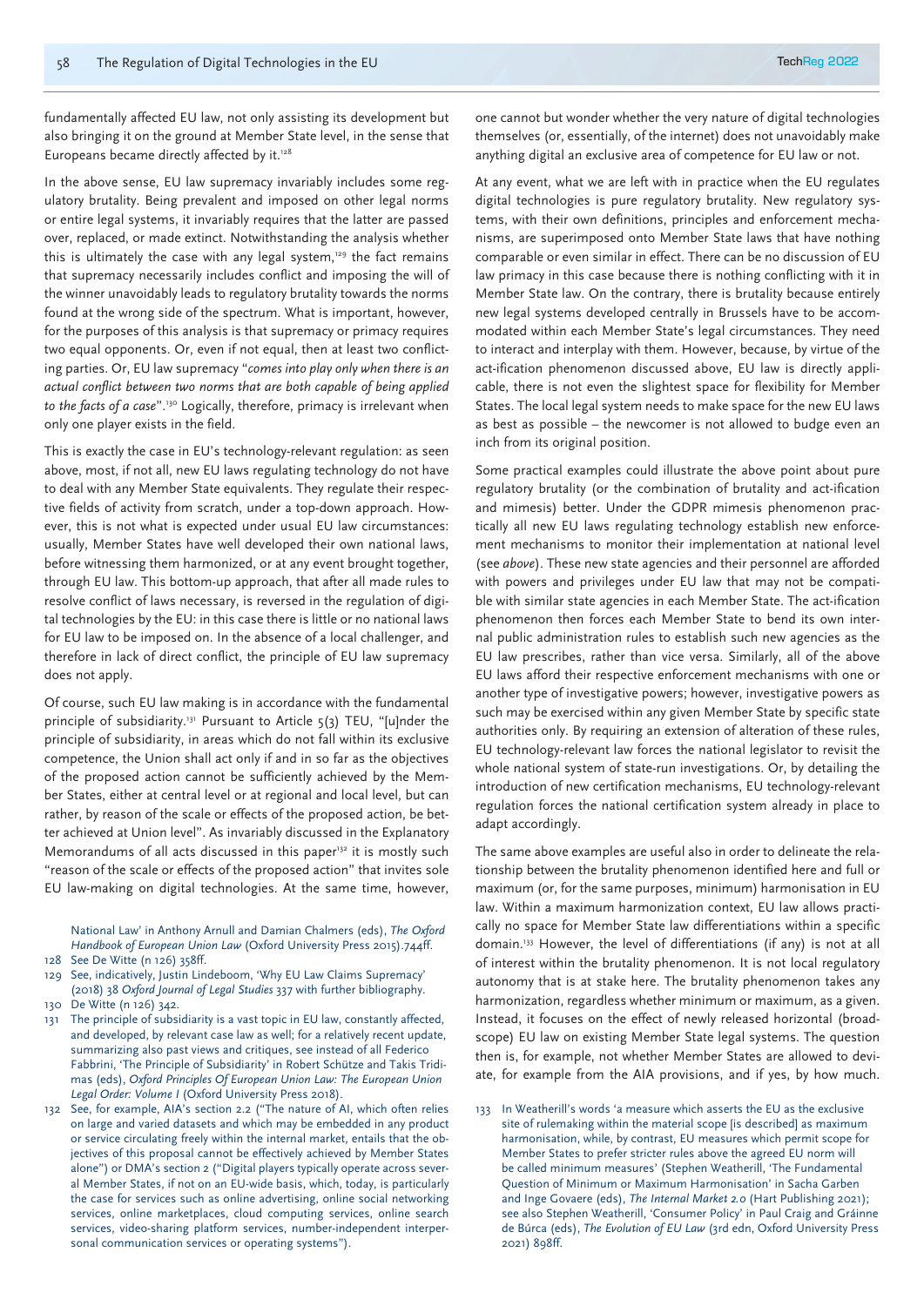fundamentally affected EU law, not only assisting its development but also bringing it on the ground at Member State level, in the sense that Europeans became directly affected by it.[128]

In the above sense, EU law supremacy invariably includes some regulatory brutality. Being prevalent and imposed on other legal norms or entire legal systems, it invariably requires that the latter are passed over, replaced, or made extinct. Notwithstanding the analysis whether this is ultimately the case with any legal system,[129] the fact remains that supremacy necessarily includes conflict and imposing the will of the winner unavoidably leads to regulatory brutality towards the norms found at the wrong side of the spectrum. What is important, however, for the purposes of this analysis is that supremacy or primacy requires two equal opponents. Or, even if not equal, then at least two conflicting parties. Or, EU law supremacy "*comes into play only when there is an actual conflict between two norms that are both capable of being applied to the facts of a case*".[130] Logically, therefore, primacy is irrelevant when only one player exists in the field.

This is exactly the case in EU's technology-relevant regulation: as seen above, most, if not all, new EU laws regulating technology do not have to deal with any Member State equivalents. They regulate their respective fields of activity from scratch, under a top-down approach. However, this is not what is expected under usual EU law circumstances: usually, Member States have well developed their own national laws, before witnessing them harmonized, or at any event brought together, through EU law. This bottom-up approach, that after all made rules to resolve conflict of laws necessary, is reversed in the regulation of digital technologies by the EU: in this case there is little or no national laws for EU law to be imposed on. In the absence of a local challenger, and therefore in lack of direct conflict, the principle of EU law supremacy does not apply.

Of course, such EU law making is in accordance with the fundamental principle of subsidiarity.[131] Pursuant to Article 5(3) TEU, "[u]nder the principle of subsidiarity, in areas which do not fall within its exclusive competence, the Union shall act only if and in so far as the objectives of the proposed action cannot be sufficiently achieved by the Member States, either at central level or at regional and local level, but can rather, by reason of the scale or effects of the proposed action, be better achieved at Union level". As invariably discussed in the Explanatory Memorandums of all acts discussed in this paper[132] it is mostly such "reason of the scale or effects of the proposed action" that invites sole EU law-making on digital technologies. At the same time, however, one cannot but wonder whether the very nature of digital technologies themselves (or, essentially, of the internet) does not unavoidably make anything digital an exclusive area of competence for EU law or not.

At any event, what we are left with in practice when the EU regulates digital technologies is pure regulatory brutality. New regulatory systems, with their own definitions, principles and enforcement mechanisms, are superimposed onto Member State laws that have nothing comparable or even similar in effect. There can be no discussion of EU law primacy in this case because there is nothing conflicting with it in Member State law. On the contrary, there is brutality because entirely new legal systems developed centrally in Brussels have to be accommodated within each Member State's legal circumstances. They need to interact and interplay with them. However, because, by virtue of the act-ification phenomenon discussed above, EU law is directly applicable, there is not even the slightest space for flexibility for Member States. The local legal system needs to make space for the new EU laws as best as possible – the newcomer is not allowed to budge even an inch from its original position.

Some practical examples could illustrate the above point about pure regulatory brutality (or the combination of brutality and act-ification and mimesis) better. Under the GDPR mimesis phenomenon practically all new EU laws regulating technology establish new enforcement mechanisms to monitor their implementation at national level (see *above*). These new state agencies and their personnel are afforded with powers and privileges under EU law that may not be compatible with similar state agencies in each Member State. The act-ification phenomenon then forces each Member State to bend its own internal public administration rules to establish such new agencies as the EU law prescribes, rather than vice versa. Similarly, all of the above EU laws afford their respective enforcement mechanisms with one or another type of investigative powers; however, investigative powers as such may be exercised within any given Member State by specific state authorities only. By requiring an extension of alteration of these rules, EU technology-relevant law forces the national legislator to revisit the whole national system of state-run investigations. Or, by detailing the introduction of new certification mechanisms, EU technology-relevant regulation forces the national certification system already in place to adapt accordingly.

The same above examples are useful also in order to delineate the relationship between the brutality phenomenon identified here and full or maximum (or, for the same purposes, minimum) harmonisation in EU law. Within a maximum harmonization context, EU law allows practically no space for Member State law differentiations within a specific domain.[133] However, the level of differentiations (if any) is not at all of interest within the brutality phenomenon. It is not local regulatory autonomy that is at stake here. The brutality phenomenon takes any harmonization, regardless whether minimum or maximum, as a given. Instead, it focuses on the effect of newly released horizontal (broad-scope) EU law on existing Member State legal systems. The question then is, for example, not whether Member States are allowed to deviate, for example from the AIA provisions, and if yes, by how much.

National Law' in Anthony Arnull and Damian Chalmers (eds), *The Oxford Handbook of European Union Law* (Oxford University Press 2015).744ff.

128 See De Witte (n 126) 358ff.

129 See, indicatively, Justin Lindeboom, 'Why EU Law Claims Supremacy' (2018) 38 *Oxford Journal of Legal Studies* 337 with further bibliography.

130 De Witte (n 126) 342.

131 The principle of subsidiarity is a vast topic in EU law, constantly affected, and developed, by relevant case law as well; for a relatively recent update, summarizing also past views and critiques, see instead of all Federico Fabbrini, 'The Principle of Subsidiarity' in Robert Schütze and Takis Tridimas (eds), *Oxford Principles Of European Union Law: The European Union Legal Order: Volume I* (Oxford University Press 2018).

132 See, for example, AIA's section 2.2 ("The nature of AI, which often relies on large and varied datasets and which may be embedded in any product or service circulating freely within the internal market, entails that the objectives of this proposal cannot be effectively achieved by Member States alone") or DMA's section 2 ("Digital players typically operate across several Member States, if not on an EU-wide basis, which, today, is particularly the case for services such as online advertising, online social networking services, online marketplaces, cloud computing services, online search services, video-sharing platform services, number-independent interpersonal communication services or operating systems").

133 In Weatherill's words 'a measure which asserts the EU as the exclusive site of rulemaking within the material scope [is described] as maximum harmonisation, while, by contrast, EU measures which permit scope for Member States to prefer stricter rules above the agreed EU norm will be called minimum measures' (Stephen Weatherill, 'The Fundamental Question of Minimum or Maximum Harmonisation' in Sacha Garben and Inge Govaere (eds), *The Internal Market 2.0* (Hart Publishing 2021); see also Stephen Weatherill, 'Consumer Policy' in Paul Craig and Gráinne de Búrca (eds), *The Evolution of EU Law* (3rd edn, Oxford University Press 2021) 898ff.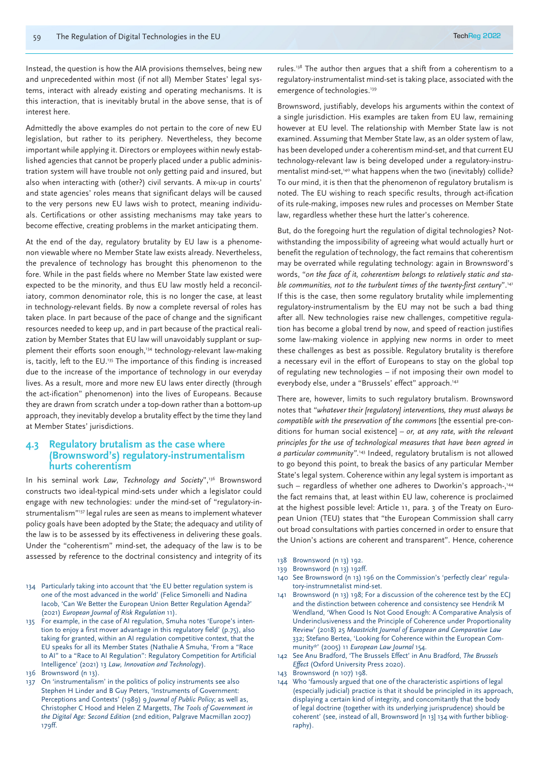Instead, the question is how the AIA provisions themselves, being new and unprecedented within most (if not all) Member States' legal systems, interact with already existing and operating mechanisms. It is this interaction, that is inevitably brutal in the above sense, that is of interest here.

Admittedly the above examples do not pertain to the core of new EU legislation, but rather to its periphery. Nevertheless, they become important while applying it. Directors or employees within newly established agencies that cannot be properly placed under a public administration system will have trouble not only getting paid and insured, but also when interacting with (other?) civil servants. A mix-up in courts' and state agencies' roles means that significant delays will be caused to the very persons new EU laws wish to protect, meaning individuals. Certifications or other assisting mechanisms may take years to become effective, creating problems in the market anticipating them.

At the end of the day, regulatory brutality by EU law is a phenomenon viewable where no Member State law exists already. Nevertheless, the prevalence of technology has brought this phenomenon to the fore. While in the past fields where no Member State law existed were expected to be the minority, and thus EU law mostly held a reconciliatory, common denominator role, this is no longer the case, at least in technology-relevant fields. By now a complete reversal of roles has taken place. In part because of the pace of change and the significant resources needed to keep up, and in part because of the practical realization by Member States that EU law will unavoidably supplant or supplement their efforts soon enough,[134] technology-relevant law-making is, tacitly, left to the EU.[135] The importance of this finding is increased due to the increase of the importance of technology in our everyday lives. As a result, more and more new EU laws enter directly (through the act-ification" phenomenon) into the lives of Europeans. Because they are drawn from scratch under a top-down rather than a bottom-up approach, they inevitably develop a brutality effect by the time they land at Member States' jurisdictions.

## 4.3 Regulatory brutalism as the case where (Brownsword's) regulatory-instrumentalism hurts coherentism

In his seminal work *Law, Technology and Society*",[136] Brownsword constructs two ideal-typical mind-sets under which a legislator could engage with new technologies: under the mind-set of "regulatory-instrumentalism"[137] legal rules are seen as means to implement whatever policy goals have been adopted by the State; the adequacy and utility of the law is to be assessed by its effectiveness in delivering these goals. Under the "coherentism" mind-set, the adequacy of the law is to be assessed by reference to the doctrinal consistency and integrity of its rules.[138] The author then argues that a shift from a coherentism to a regulatory-instrumentalist mind-set is taking place, associated with the emergence of technologies.[139]

Brownsword, justifiably, develops his arguments within the context of a single jurisdiction. His examples are taken from EU law, remaining however at EU level. The relationship with Member State law is not examined. Assuming that Member State law, as an older system of law, has been developed under a coherentism mind-set, and that current EU technology-relevant law is being developed under a regulatory-instrumentalist mind-set,[140] what happens when the two (inevitably) collide? To our mind, it is then that the phenomenon of regulatory brutalism is noted. The EU wishing to reach specific results, through act-ification of its rule-making, imposes new rules and processes on Member State law, regardless whether these hurt the latter's coherence.

But, do the foregoing hurt the regulation of digital technologies? Notwithstanding the impossibility of agreeing what would actually hurt or benefit the regulation of technology, the fact remains that coherentism may be overrated while regulating technology: again in Brownsword's words, "*on the face of it, coherentism belongs to relatively static and stable communities, not to the turbulent times of the twenty-first century*".[141] If this is the case, then some regulatory brutality while implementing regulatory-instrumentalism by the EU may not be such a bad thing after all. New technologies raise new challenges, competitive regulation has become a global trend by now, and speed of reaction justifies some law-making violence in applying new norms in order to meet these challenges as best as possible. Regulatory brutality is therefore a necessary evil in the effort of Europeans to stay on the global top of regulating new technologies – if not imposing their own model to everybody else, under a "Brussels' effect" approach.[142]

There are, however, limits to such regulatory brutalism. Brownsword notes that "*whatever their [regulatory] interventions, they must always be compatible with the preservation of the commons* [the essential pre-conditions for human social existence] – *or, at any rate, with the relevant principles for the use of technological measures that have been agreed in a particular community*".[143] Indeed, regulatory brutalism is not allowed to go beyond this point, to break the basics of any particular Member State's legal system. Coherence within any legal system is important as such – regardless of whether one adheres to Dworkin's approach-,[144] the fact remains that, at least within EU law, coherence is proclaimed at the highest possible level: Article 11, para. 3 of the Treaty on European Union (TEU) states that "the European Commission shall carry out broad consultations with parties concerned in order to ensure that the Union's actions are coherent and transparent". Hence, coherence

---

134 Particularly taking into account that 'the EU better regulation system is one of the most advanced in the world' (Felice Simonelli and Nadina Iacob, 'Can We Better the European Union Better Regulation Agenda?' (2021) *European Journal of Risk Regulation* 11).

135 For example, in the case of AI regulation, Smuha notes 'Europe's intention to enjoy a first mover advantage in this regulatory field' (p.75), also taking for granted, within an AI regulation competitive context, that the EU speaks for all its Member States (Nathalie A Smuha, 'From a "Race to AI" to a "Race to AI Regulation": Regulatory Competition for Artificial Intelligence' (2021) 13 *Law, Innovation and Technology*).

136 Brownsword (n 13).

137 On 'instrumentalism' in the politics of policy instruments see also Stephen H Linder and B Guy Peters, 'Instruments of Government: Perceptions and Contexts' (1989) 9 *Journal of Public Policy*; as well as, Christopher C Hood and Helen Z Margetts, *The Tools of Government in the Digital Age: Second Edition* (2nd edition, Palgrave Macmillan 2007) 179ff.

138 Brownsword (n 13) 192.

139 Brownsword (n 13) 192ff.

140 See Brownsword (n 13) 196 on the Commission's 'perfectly clear' regulatory-instrumnetalist mind-set.

141 Brownsword (n 13) 198; For a discussion of the coherence test by the ECJ and the distinction between coherence and consistency see Hendrik M Wendland, 'When Good Is Not Good Enough: A Comparative Analysis of Underinclusiveness and the Principle of Coherence under Proportionality Review' (2018) 25 *Maastricht Journal of European and Comparative Law* 332; Stefano Bertea, 'Looking for Coherence within the European Community*' (2005) 11 *European Law Journal* 154.

142 See Anu Bradford, 'The Brussels Effect' in Anu Bradford, *The Brussels Effect* (Oxford University Press 2020).

143 Brownsword (n 107) 198.

144 Who 'famously argued that one of the characteristic aspirtions of legal (especially judicial) practice is that it should be principled in its approach, displaying a certain kind of integrity, and concomitantly that the body of legal doctrine (together with its underlying jurisprudence) should be coherent' (see, instead of all, Brownsword [n 13] 134 with further bibliography).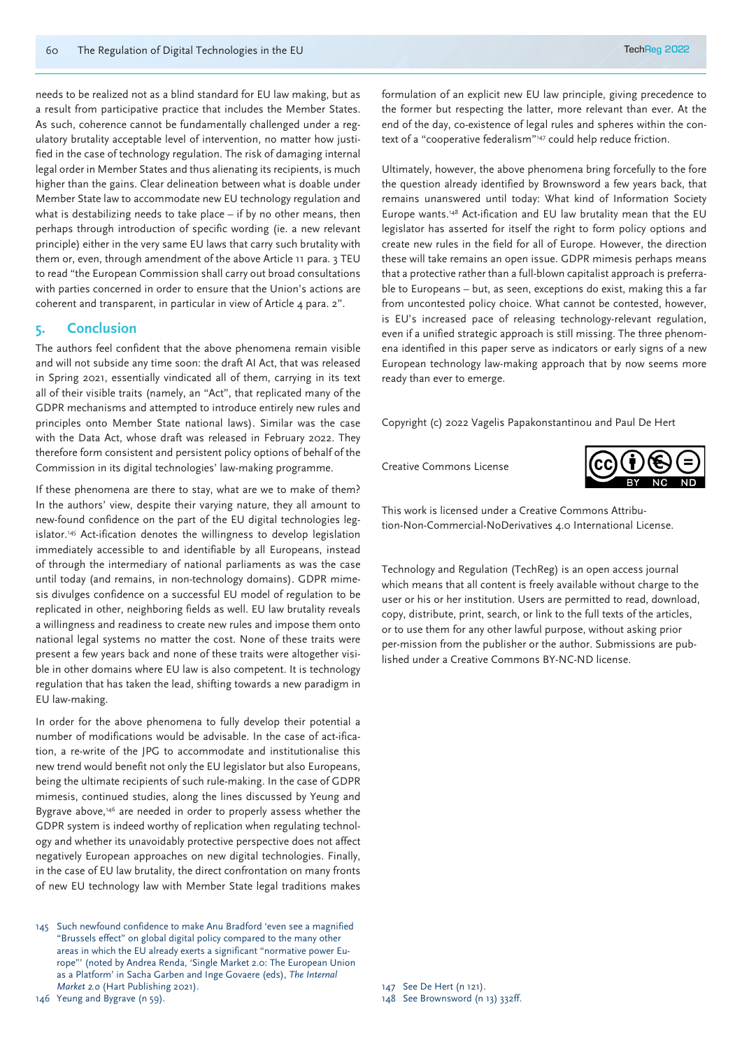needs to be realized not as a blind standard for EU law making, but as a result from participative practice that includes the Member States. As such, coherence cannot be fundamentally challenged under a regulatory brutality acceptable level of intervention, no matter how justified in the case of technology regulation. The risk of damaging internal legal order in Member States and thus alienating its recipients, is much higher than the gains. Clear delineation between what is doable under Member State law to accommodate new EU technology regulation and what is destabilizing needs to take place – if by no other means, then perhaps through introduction of specific wording (ie. a new relevant principle) either in the very same EU laws that carry such brutality with them or, even, through amendment of the above Article 11 para. 3 TEU to read "the European Commission shall carry out broad consultations with parties concerned in order to ensure that the Union's actions are coherent and transparent, in particular in view of Article 4 para. 2".

## 5. Conclusion

The authors feel confident that the above phenomena remain visible and will not subside any time soon: the draft AI Act, that was released in Spring 2021, essentially vindicated all of them, carrying in its text all of their visible traits (namely, an "Act", that replicated many of the GDPR mechanisms and attempted to introduce entirely new rules and principles onto Member State national laws). Similar was the case with the Data Act, whose draft was released in February 2022. They therefore form consistent and persistent policy options of behalf of the Commission in its digital technologies' law-making programme.

If these phenomena are there to stay, what are we to make of them? In the authors' view, despite their varying nature, they all amount to new-found confidence on the part of the EU digital technologies legislator.[145] Act-ification denotes the willingness to develop legislation immediately accessible to and identifiable by all Europeans, instead of through the intermediary of national parliaments as was the case until today (and remains, in non-technology domains). GDPR mimesis divulges confidence on a successful EU model of regulation to be replicated in other, neighboring fields as well. EU law brutality reveals a willingness and readiness to create new rules and impose them onto national legal systems no matter the cost. None of these traits were present a few years back and none of these traits were altogether visible in other domains where EU law is also competent. It is technology regulation that has taken the lead, shifting towards a new paradigm in EU law-making.

In order for the above phenomena to fully develop their potential a number of modifications would be advisable. In the case of act-ification, a re-write of the JPG to accommodate and institutionalise this new trend would benefit not only the EU legislator but also Europeans, being the ultimate recipients of such rule-making. In the case of GDPR mimesis, continued studies, along the lines discussed by Yeung and Bygrave above,[146] are needed in order to properly assess whether the GDPR system is indeed worthy of replication when regulating technology and whether its unavoidably protective perspective does not affect negatively European approaches on new digital technologies. Finally, in the case of EU law brutality, the direct confrontation on many fronts of new EU technology law with Member State legal traditions makes formulation of an explicit new EU law principle, giving precedence to the former but respecting the latter, more relevant than ever. At the end of the day, co-existence of legal rules and spheres within the context of a "cooperative federalism"[147] could help reduce friction.

Ultimately, however, the above phenomena bring forcefully to the fore the question already identified by Brownsword a few years back, that remains unanswered until today: What kind of Information Society Europe wants.[148] Act-ification and EU law brutality mean that the EU legislator has asserted for itself the right to form policy options and create new rules in the field for all of Europe. However, the direction these will take remains an open issue. GDPR mimesis perhaps means that a protective rather than a full-blown capitalist approach is preferable to Europeans – but, as seen, exceptions do exist, making this a far from uncontested policy choice. What cannot be contested, however, is EU's increased pace of releasing technology-relevant regulation, even if a unified strategic approach is still missing. The three phenomena identified in this paper serve as indicators or early signs of a new European technology law-making approach that by now seems more ready than ever to emerge.

Copyright (c) 2022 Vagelis Papakonstantinou and Paul De Hert

Creative Commons License

This work is licensed under a Creative Commons Attribution-Non-Commercial-NoDerivatives 4.0 International License.

Technology and Regulation (TechReg) is an open access journal which means that all content is freely available without charge to the user or his or her institution. Users are permitted to read, download, copy, distribute, print, search, or link to the full texts of the articles, or to use them for any other lawful purpose, without asking prior per-mission from the publisher or the author. Submissions are published under a Creative Commons BY-NC-ND license.

---

145 Such newfound confidence to make Anu Bradford 'even see a magnified "Brussels effect" on global digital policy compared to the many other areas in which the EU already exerts a significant "normative power Europe"' (noted by Andrea Renda, 'Single Market 2.0: The European Union as a Platform' in Sacha Garben and Inge Govaere (eds), *The Internal Market 2.0* (Hart Publishing 2021).

146 Yeung and Bygrave (n 59).

147 See De Hert (n 121).

148 See Brownsword (n 13) 332ff.